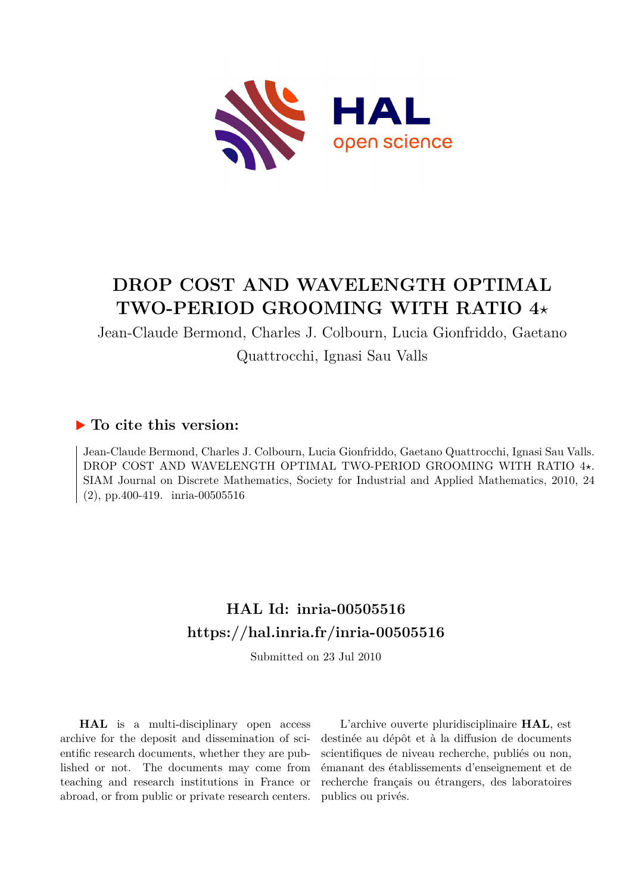# DROP COST AND WAVELENGTH OPTIMAL TWO-PERIOD GROOMING WITH RATIO 4⋆

Jean-Claude Bermond, Charles J. Colbourn, Lucia Gionfriddo, Gaetano Quattrocchi, Ignasi Sau Valls

## ▶ To cite this version:

Jean-Claude Bermond, Charles J. Colbourn, Lucia Gionfriddo, Gaetano Quattrocchi, Ignasi Sau Valls. DROP COST AND WAVELENGTH OPTIMAL TWO-PERIOD GROOMING WITH RATIO 4⋆. SIAM Journal on Discrete Mathematics, Society for Industrial and Applied Mathematics, 2010, 24 (2), pp.400-419. inria-00505516

## HAL Id: inria-00505516

## https://hal.inria.fr/inria-00505516

Submitted on 23 Jul 2010

**HAL** is a multi-disciplinary open access archive for the deposit and dissemination of scientific research documents, whether they are published or not. The documents may come from teaching and research institutions in France or abroad, or from public or private research centers.

L'archive ouverte pluridisciplinaire **HAL**, est destinée au dépôt et à la diffusion de documents scientifiques de niveau recherche, publiés ou non, émanant des établissements d'enseignement et de recherche français ou étrangers, des laboratoires publics ou privés.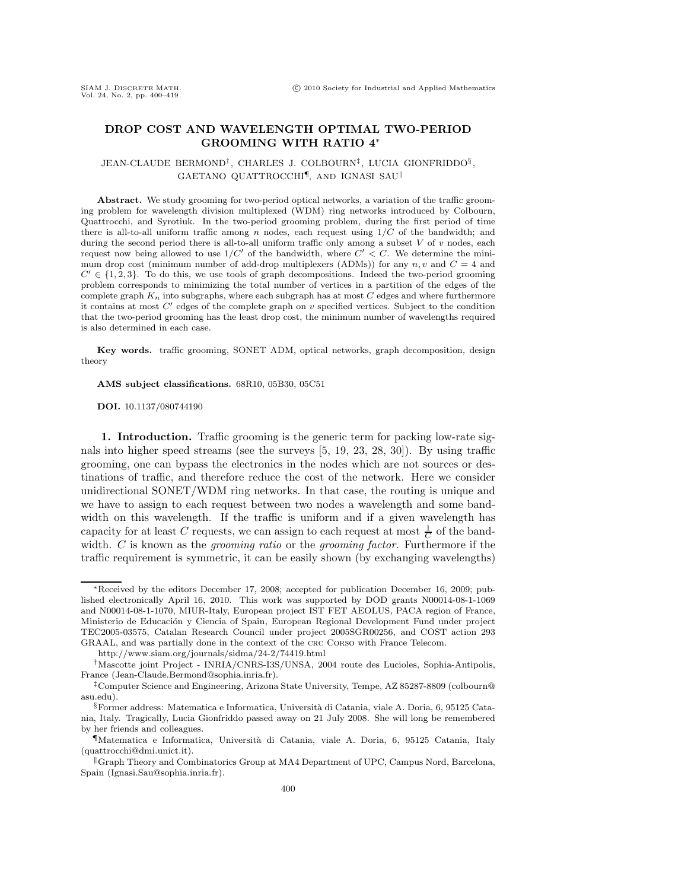# DROP COST AND WAVELENGTH OPTIMAL TWO-PERIOD GROOMING WITH RATIO 4*

JEAN-CLAUDE BERMOND†, CHARLES J. COLBOURN‡, LUCIA GIONFRIDDO§, GAETANO QUATTROCCHI¶, AND IGNASI SAU‖

**Abstract.** We study grooming for two-period optical networks, a variation of the traffic grooming problem for wavelength division multiplexed (WDM) ring networks introduced by Colbourn, Quattrocchi, and Syrotiuk. In the two-period grooming problem, during the first period of time there is all-to-all uniform traffic among $n$ nodes, each request using $1/C$ of the bandwidth; and during the second period there is all-to-all uniform traffic only among a subset $V$ of $v$ nodes, each request now being allowed to use $1/C'$ of the bandwidth, where $C' < C$. We determine the minimum drop cost (minimum number of add-drop multiplexers (ADMs)) for any $n, v$ and $C = 4$ and $C' \in \{1, 2, 3\}$. To do this, we use tools of graph decompositions. Indeed the two-period grooming problem corresponds to minimizing the total number of vertices in a partition of the edges of the complete graph $K_n$ into subgraphs, where each subgraph has at most $C$ edges and where furthermore it contains at most $C'$ edges of the complete graph on $v$ specified vertices. Subject to the condition that the two-period grooming has the least drop cost, the minimum number of wavelengths required is also determined in each case.

**Key words.** traffic grooming, SONET ADM, optical networks, graph decomposition, design theory

**AMS subject classifications.** 68R10, 05B30, 05C51

**DOI.** 10.1137/080744190

**1. Introduction.** Traffic grooming is the generic term for packing low-rate signals into higher speed streams (see the surveys [5, 19, 23, 28, 30]). By using traffic grooming, one can bypass the electronics in the nodes which are not sources or destinations of traffic, and therefore reduce the cost of the network. Here we consider unidirectional SONET/WDM ring networks. In that case, the routing is unique and we have to assign to each request between two nodes a wavelength and some bandwidth on this wavelength. If the traffic is uniform and if a given wavelength has capacity for at least $C$ requests, we can assign to each request at most $\frac{1}{C}$ of the bandwidth. $C$ is known as the *grooming ratio* or the *grooming factor*. Furthermore if the traffic requirement is symmetric, it can be easily shown (by exchanging wavelengths)

---

*Received by the editors December 17, 2008; accepted for publication December 16, 2009; published electronically April 16, 2010. This work was supported by DOD grants N00014-08-1-1069 and N00014-08-1-1070, MIUR-Italy, European project IST FET AEOLUS, PACA region of France, Ministerio de Educación y Ciencia of Spain, European Regional Development Fund under project TEC2005-03575, Catalan Research Council under project 2005SGR00256, and COST action 293 GRAAL, and was partially done in the context of the CRC CORSO with France Telecom.

http://www.siam.org/journals/sidma/24-2/74419.html

†Mascotte joint Project - INRIA/CNRS-I3S/UNSA, 2004 route des Lucioles, Sophia-Antipolis, France (Jean-Claude.Bermond@sophia.inria.fr).

‡Computer Science and Engineering, Arizona State University, Tempe, AZ 85287-8809 (colbourn@asu.edu).

§Former address: Matematica e Informatica, Università di Catania, viale A. Doria, 6, 95125 Catania, Italy. Tragically, Lucia Gionfriddo passed away on 21 July 2008. She will long be remembered by her friends and colleagues.

¶Matematica e Informatica, Università di Catania, viale A. Doria, 6, 95125 Catania, Italy (quattrocchi@dmi.unict.it).

‖Graph Theory and Combinatorics Group at MA4 Department of UPC, Campus Nord, Barcelona, Spain (Ignasi.Sau@sophia.inria.fr).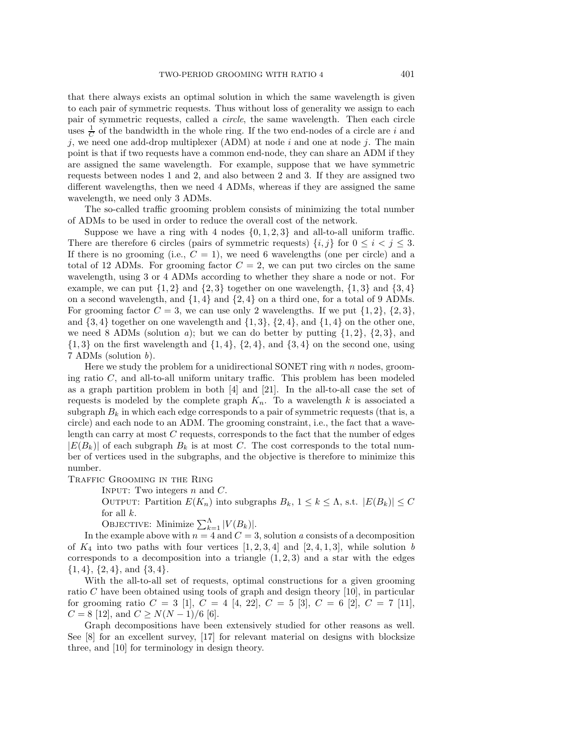that there always exists an optimal solution in which the same wavelength is given to each pair of symmetric requests. Thus without loss of generality we assign to each pair of symmetric requests, called a *circle*, the same wavelength. Then each circle uses $\frac{1}{C}$ of the bandwidth in the whole ring. If the two end-nodes of a circle are $i$ and $j$, we need one add-drop multiplexer (ADM) at node $i$ and one at node $j$. The main point is that if two requests have a common end-node, they can share an ADM if they are assigned the same wavelength. For example, suppose that we have symmetric requests between nodes 1 and 2, and also between 2 and 3. If they are assigned two different wavelengths, then we need 4 ADMs, whereas if they are assigned the same wavelength, we need only 3 ADMs.

The so-called traffic grooming problem consists of minimizing the total number of ADMs to be used in order to reduce the overall cost of the network.

Suppose we have a ring with 4 nodes $\{0, 1, 2, 3\}$ and all-to-all uniform traffic. There are therefore 6 circles (pairs of symmetric requests) $\{i, j\}$ for $0 \leq i < j \leq 3$. If there is no grooming (i.e., $C = 1$), we need 6 wavelengths (one per circle) and a total of 12 ADMs. For grooming factor $C = 2$, we can put two circles on the same wavelength, using 3 or 4 ADMs according to whether they share a node or not. For example, we can put $\{1, 2\}$ and $\{2, 3\}$ together on one wavelength, $\{1, 3\}$ and $\{3, 4\}$ on a second wavelength, and $\{1, 4\}$ and $\{2, 4\}$ on a third one, for a total of 9 ADMs. For grooming factor $C = 3$, we can use only 2 wavelengths. If we put $\{1, 2\}$, $\{2, 3\}$, and $\{3, 4\}$ together on one wavelength and $\{1, 3\}$, $\{2, 4\}$, and $\{1, 4\}$ on the other one, we need 8 ADMs (solution *a*); but we can do better by putting $\{1, 2\}$, $\{2, 3\}$, and $\{1, 3\}$ on the first wavelength and $\{1, 4\}$, $\{2, 4\}$, and $\{3, 4\}$ on the second one, using 7 ADMs (solution *b*).

Here we study the problem for a unidirectional SONET ring with $n$ nodes, grooming ratio $C$, and all-to-all uniform unitary traffic. This problem has been modeled as a graph partition problem in both [4] and [21]. In the all-to-all case the set of requests is modeled by the complete graph $K_n$. To a wavelength $k$ is associated a subgraph $B_k$ in which each edge corresponds to a pair of symmetric requests (that is, a circle) and each node to an ADM. The grooming constraint, i.e., the fact that a wavelength can carry at most $C$ requests, corresponds to the fact that the number of edges $|E(B_k)|$ of each subgraph $B_k$ is at most $C$. The cost corresponds to the total number of vertices used in the subgraphs, and the objective is therefore to minimize this number.

Traffic Grooming in the Ring

Input: Two integers $n$ and $C$.

Output: Partition $E(K_n)$ into subgraphs $B_k$, $1 \leq k \leq \Lambda$, s.t. $|E(B_k)| \leq C$ for all $k$.

Objective: Minimize $\sum_{k=1}^{\Lambda} |V(B_k)|$.

In the example above with $n = 4$ and $C = 3$, solution *a* consists of a decomposition of $K_4$ into two paths with four vertices $[1, 2, 3, 4]$ and $[2, 4, 1, 3]$, while solution *b* corresponds to a decomposition into a triangle $(1, 2, 3)$ and a star with the edges $\{1, 4\}$, $\{2, 4\}$, and $\{3, 4\}$.

With the all-to-all set of requests, optimal constructions for a given grooming ratio $C$ have been obtained using tools of graph and design theory [10], in particular for grooming ratio $C = 3$ [1], $C = 4$ [4, 22], $C = 5$ [3], $C = 6$ [2], $C = 7$ [11], $C = 8$ [12], and $C \geq N(N-1)/6$ [6].

Graph decompositions have been extensively studied for other reasons as well. See [8] for an excellent survey, [17] for relevant material on designs with blocksize three, and [10] for terminology in design theory.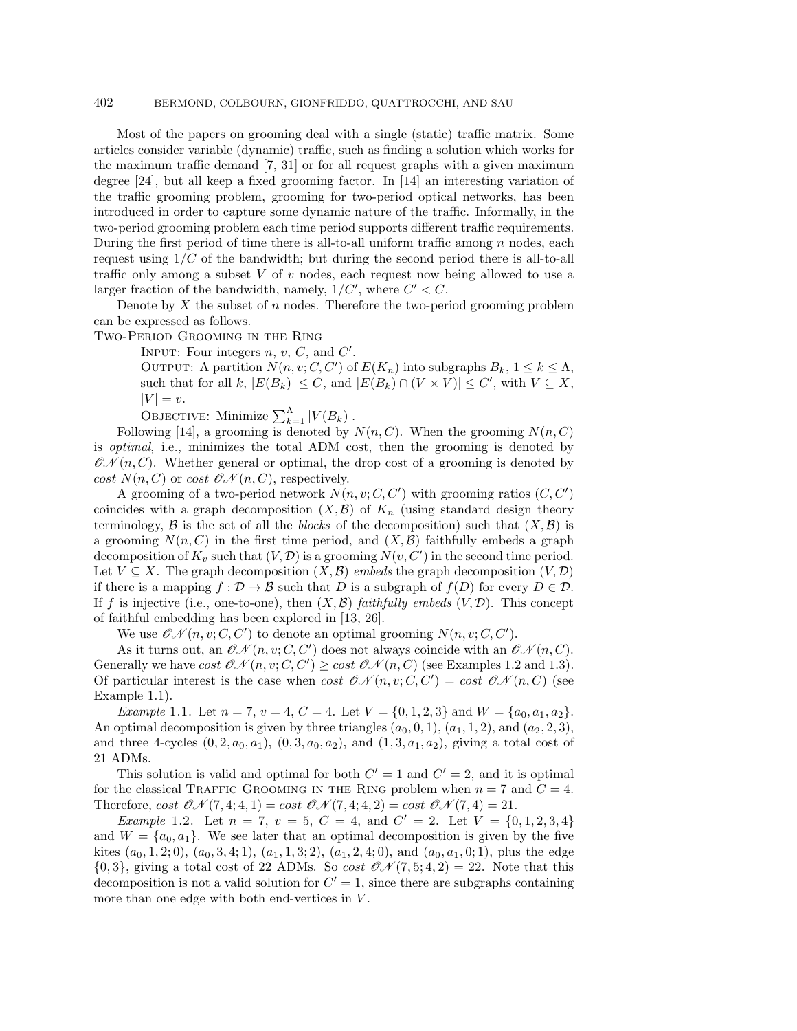Most of the papers on grooming deal with a single (static) traffic matrix. Some articles consider variable (dynamic) traffic, such as finding a solution which works for the maximum traffic demand [7, 31] or for all request graphs with a given maximum degree [24], but all keep a fixed grooming factor. In [14] an interesting variation of the traffic grooming problem, grooming for two-period optical networks, has been introduced in order to capture some dynamic nature of the traffic. Informally, in the two-period grooming problem each time period supports different traffic requirements. During the first period of time there is all-to-all uniform traffic among $n$ nodes, each request using $1/C$ of the bandwidth; but during the second period there is all-to-all traffic only among a subset $V$ of $v$ nodes, each request now being allowed to use a larger fraction of the bandwidth, namely, $1/C'$, where $C' < C$.

Denote by $X$ the subset of $n$ nodes. Therefore the two-period grooming problem can be expressed as follows.

Two-Period Grooming in the Ring

> Input: Four integers $n$, $v$, $C$, and $C'$.
>
> Output: A partition $N(n, v; C, C')$ of $E(K_n)$ into subgraphs $B_k$, $1 \leq k \leq \Lambda$, such that for all $k$, $|E(B_k)| \leq C$, and $|E(B_k) \cap (V \times V)| \leq C'$, with $V \subseteq X$, $|V| = v$.
>
> Objective: Minimize $\sum_{k=1}^{\Lambda} |V(B_k)|$.

Following [14], a grooming is denoted by $N(n, C)$. When the grooming $N(n, C)$ is *optimal*, i.e., minimizes the total ADM cost, then the grooming is denoted by $\mathscr{ON}(n, C)$. Whether general or optimal, the drop cost of a grooming is denoted by *cost* $N(n, C)$ or *cost* $\mathscr{ON}(n, C)$, respectively.

A grooming of a two-period network $N(n, v; C, C')$ with grooming ratios $(C, C')$ coincides with a graph decomposition $(X, \mathcal{B})$ of $K_n$ (using standard design theory terminology, $\mathcal{B}$ is the set of all the *blocks* of the decomposition) such that $(X, \mathcal{B})$ is a grooming $N(n, C)$ in the first time period, and $(X, \mathcal{B})$ faithfully embeds a graph decomposition of $K_v$ such that $(V, \mathcal{D})$ is a grooming $N(v, C')$ in the second time period. Let $V \subseteq X$. The graph decomposition $(X, \mathcal{B})$ *embeds* the graph decomposition $(V, \mathcal{D})$ if there is a mapping $f : \mathcal{D} \to \mathcal{B}$ such that $D$ is a subgraph of $f(D)$ for every $D \in \mathcal{D}$. If $f$ is injective (i.e., one-to-one), then $(X, \mathcal{B})$ *faithfully embeds* $(V, \mathcal{D})$. This concept of faithful embedding has been explored in [13, 26].

We use $\mathscr{ON}(n, v; C, C')$ to denote an optimal grooming $N(n, v; C, C')$.

As it turns out, an $\mathscr{ON}(n, v; C, C')$ does not always coincide with an $\mathscr{ON}(n, C)$. Generally we have *cost* $\mathscr{ON}(n, v; C, C') \geq$ *cost* $\mathscr{ON}(n, C)$ (see Examples 1.2 and 1.3). Of particular interest is the case when *cost* $\mathscr{ON}(n, v; C, C') =$ *cost* $\mathscr{ON}(n, C)$ (see Example 1.1).

*Example* 1.1. Let $n = 7$, $v = 4$, $C = 4$. Let $V = \{0, 1, 2, 3\}$ and $W = \{a_0, a_1, a_2\}$. An optimal decomposition is given by three triangles $(a_0, 0, 1)$, $(a_1, 1, 2)$, and $(a_2, 2, 3)$, and three 4-cycles $(0, 2, a_0, a_1)$, $(0, 3, a_0, a_2)$, and $(1, 3, a_1, a_2)$, giving a total cost of 21 ADMs.

This solution is valid and optimal for both $C' = 1$ and $C' = 2$, and it is optimal for the classical Traffic Grooming in the Ring problem when $n = 7$ and $C = 4$. Therefore, *cost* $\mathscr{ON}(7, 4; 4, 1) =$ *cost* $\mathscr{ON}(7, 4; 4, 2) =$ *cost* $\mathscr{ON}(7, 4) = 21$.

*Example* 1.2. Let $n = 7$, $v = 5$, $C = 4$, and $C' = 2$. Let $V = \{0, 1, 2, 3, 4\}$ and $W = \{a_0, a_1\}$. We see later that an optimal decomposition is given by the five kites $(a_0, 1, 2; 0)$, $(a_0, 3, 4; 1)$, $(a_1, 1, 3; 2)$, $(a_1, 2, 4; 0)$, and $(a_0, a_1, 0; 1)$, plus the edge $\{0, 3\}$, giving a total cost of 22 ADMs. So *cost* $\mathscr{ON}(7, 5; 4, 2) = 22$. Note that this decomposition is not a valid solution for $C' = 1$, since there are subgraphs containing more than one edge with both end-vertices in $V$.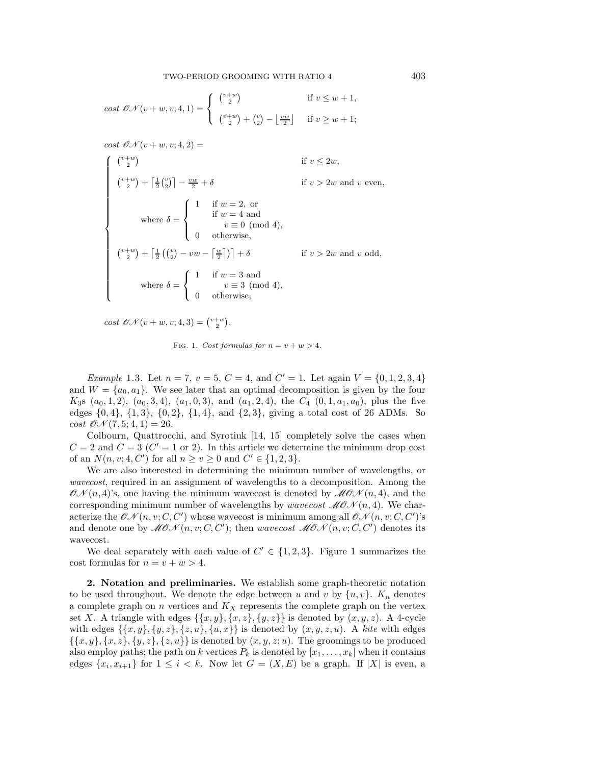$$cost\ \mathscr{ON}(v+w, v; 4, 1) = \begin{cases} \binom{v+w}{2} & \text{if } v \le w+1, \\ \binom{v+w}{2} + \binom{v}{2} - \lfloor \frac{vw}{2} \rfloor & \text{if } v \ge w+1; \end{cases}$$

$$cost\ \mathscr{ON}(v+w, v; 4, 2) =$$

$$\begin{cases} \binom{v+w}{2} & \text{if } v \le 2w, \\ \binom{v+w}{2} + \lceil \frac{1}{2}\binom{v}{2} \rceil - \frac{vw}{2} + \delta & \text{if } v > 2w \text{ and } v \text{ even}, \\ \quad \text{where } \delta = \begin{cases} 1 & \text{if } w = 2, \text{ or} \\ & \text{if } w = 4 \text{ and} \\ & \quad v \equiv 0 \pmod 4, \\ 0 & \text{otherwise}, \end{cases} & \\ \binom{v+w}{2} + \lceil \frac{1}{2}\left(\binom{v}{2} - vw - \lceil \frac{w}{2} \rceil\right) \rceil + \delta & \text{if } v > 2w \text{ and } v \text{ odd}, \\ \quad \text{where } \delta = \begin{cases} 1 & \text{if } w = 3 \text{ and} \\ & \quad v \equiv 3 \pmod 4, \\ 0 & \text{otherwise}; \end{cases} & \end{cases}$$

$$cost\ \mathscr{ON}(v+w, v; 4, 3) = \binom{v+w}{2}.$$

FIG. 1. *Cost formulas for $n = v + w > 4$.*

*Example* 1.3. Let $n = 7$, $v = 5$, $C = 4$, and $C' = 1$. Let again $V = \{0, 1, 2, 3, 4\}$ and $W = \{a_0, a_1\}$. We see later that an optimal decomposition is given by the four $K_3$s $(a_0, 1, 2)$, $(a_0, 3, 4)$, $(a_1, 0, 3)$, and $(a_1, 2, 4)$, the $C_4$ $(0, 1, a_1, a_0)$, plus the five edges $\{0, 4\}$, $\{1, 3\}$, $\{0, 2\}$, $\{1, 4\}$, and $\{2, 3\}$, giving a total cost of 26 ADMs. So $cost\ \mathscr{ON}(7, 5; 4, 1) = 26$.

Colbourn, Quattrocchi, and Syrotiuk [14, 15] completely solve the cases when $C = 2$ and $C = 3$ ($C' = 1$ or 2). In this article we determine the minimum drop cost of an $N(n, v; 4, C')$ for all $n \ge v \ge 0$ and $C' \in \{1, 2, 3\}$.

We are also interested in determining the minimum number of wavelengths, or *wavecost*, required in an assignment of wavelengths to a decomposition. Among the $\mathscr{ON}(n, 4)$'s, one having the minimum wavecost is denoted by $\mathscr{MON}(n, 4)$, and the corresponding minimum number of wavelengths by *wavecost* $\mathscr{MON}(n, 4)$. We characterize the $\mathscr{ON}(n, v; C, C')$ whose wavecost is minimum among all $\mathscr{ON}(n, v; C, C')$'s and denote one by $\mathscr{MON}(n, v; C, C')$; then *wavecost* $\mathscr{MON}(n, v; C, C')$ denotes its wavecost.

We deal separately with each value of $C' \in \{1, 2, 3\}$. Figure 1 summarizes the cost formulas for $n = v + w > 4$.

## 2. Notation and preliminaries.

We establish some graph-theoretic notation to be used throughout. We denote the edge between $u$ and $v$ by $\{u, v\}$. $K_n$ denotes a complete graph on $n$ vertices and $K_X$ represents the complete graph on the vertex set $X$. A triangle with edges $\{\{x, y\}, \{x, z\}, \{y, z\}\}$ is denoted by $(x, y, z)$. A 4-cycle with edges $\{\{x, y\}, \{y, z\}, \{z, u\}, \{u, x\}\}$ is denoted by $(x, y, z, u)$. A *kite* with edges $\{\{x, y\}, \{x, z\}, \{y, z\}, \{z, u\}\}$ is denoted by $(x, y, z; u)$. The groomings to be produced also employ paths; the path on $k$ vertices $P_k$ is denoted by $[x_1, \ldots, x_k]$ when it contains edges $\{x_i, x_{i+1}\}$ for $1 \le i < k$. Now let $G = (X, E)$ be a graph. If $|X|$ is even, a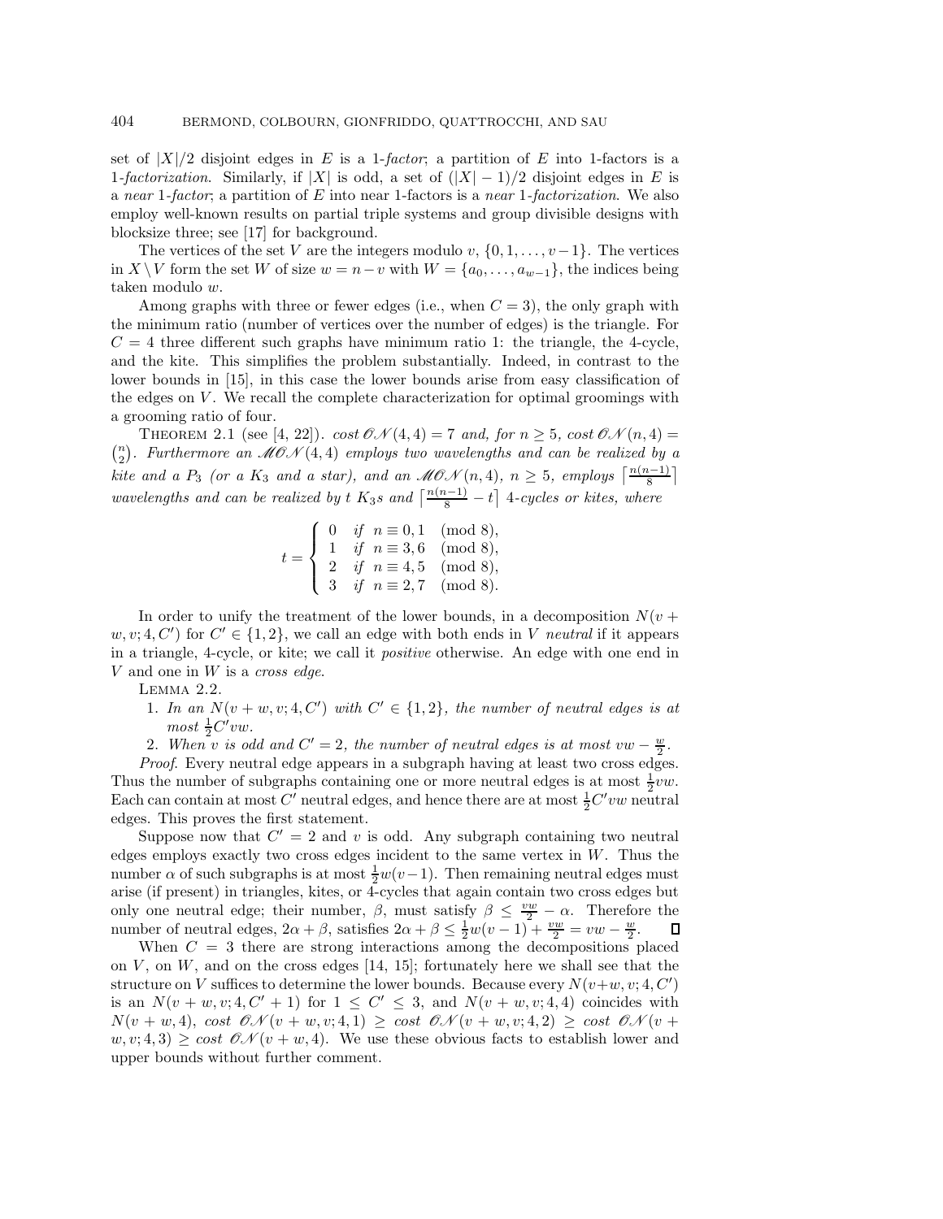set of $|X|/2$ disjoint edges in $E$ is a *1-factor*; a partition of $E$ into 1-factors is a *1-factorization*. Similarly, if $|X|$ is odd, a set of $(|X|-1)/2$ disjoint edges in $E$ is a *near 1-factor*; a partition of $E$ into near 1-factors is a *near 1-factorization*. We also employ well-known results on partial triple systems and group divisible designs with blocksize three; see [17] for background.

The vertices of the set $V$ are the integers modulo $v$, $\{0, 1, \ldots, v-1\}$. The vertices in $X \setminus V$ form the set $W$ of size $w = n - v$ with $W = \{a_0, \ldots, a_{w-1}\}$, the indices being taken modulo $w$.

Among graphs with three or fewer edges (i.e., when $C = 3$), the only graph with the minimum ratio (number of vertices over the number of edges) is the triangle. For $C = 4$ three different such graphs have minimum ratio 1: the triangle, the 4-cycle, and the kite. This simplifies the problem substantially. Indeed, in contrast to the lower bounds in [15], in this case the lower bounds arise from easy classification of the edges on $V$. We recall the complete characterization for optimal groomings with a grooming ratio of four.

Theorem 2.1 (see [4, 22]). *cost* $\mathscr{ON}(4,4) = 7$ *and, for* $n \geq 5$, *cost* $\mathscr{ON}(n,4) = \binom{n}{2}$. *Furthermore an* $\mathscr{MON}(4,4)$ *employs two wavelengths and can be realized by a kite and a* $P_3$ *(or a* $K_3$ *and a star), and an* $\mathscr{MON}(n,4)$, $n \geq 5$, *employs* $\lceil \frac{n(n-1)}{8} \rceil$ *wavelengths and can be realized by* $t$ $K_3$*s and* $\lceil \frac{n(n-1)}{8} - t \rceil$ *4-cycles or kites, where*

$$t = \begin{cases} 0 & \text{if } n \equiv 0,1 \pmod 8, \\ 1 & \text{if } n \equiv 3,6 \pmod 8, \\ 2 & \text{if } n \equiv 4,5 \pmod 8, \\ 3 & \text{if } n \equiv 2,7 \pmod 8. \end{cases}$$

In order to unify the treatment of the lower bounds, in a decomposition $N(v+w, v; 4, C')$ for $C' \in \{1, 2\}$, we call an edge with both ends in $V$ *neutral* if it appears in a triangle, 4-cycle, or kite; we call it *positive* otherwise. An edge with one end in $V$ and one in $W$ is a *cross edge*.

Lemma 2.2.

1. *In an* $N(v+w, v; 4, C')$ *with* $C' \in \{1, 2\}$, *the number of neutral edges is at most* $\frac{1}{2}C'vw$.
2. *When* $v$ *is odd and* $C' = 2$, *the number of neutral edges is at most* $vw - \frac{w}{2}$.

*Proof*. Every neutral edge appears in a subgraph having at least two cross edges. Thus the number of subgraphs containing one or more neutral edges is at most $\frac{1}{2}vw$. Each can contain at most $C'$ neutral edges, and hence there are at most $\frac{1}{2}C'vw$ neutral edges. This proves the first statement.

Suppose now that $C' = 2$ and $v$ is odd. Any subgraph containing two neutral edges employs exactly two cross edges incident to the same vertex in $W$. Thus the number $\alpha$ of such subgraphs is at most $\frac{1}{2}w(v-1)$. Then remaining neutral edges must arise (if present) in triangles, kites, or 4-cycles that again contain two cross edges but only one neutral edge; their number, $\beta$, must satisfy $\beta \leq \frac{vw}{2} - \alpha$. Therefore the number of neutral edges, $2\alpha + \beta$, satisfies $2\alpha + \beta \leq \frac{1}{2}w(v-1) + \frac{vw}{2} = vw - \frac{w}{2}$. $\square$

When $C = 3$ there are strong interactions among the decompositions placed on $V$, on $W$, and on the cross edges [14, 15]; fortunately here we shall see that the structure on $V$ suffices to determine the lower bounds. Because every $N(v+w, v; 4, C')$ is an $N(v+w, v; 4, C'+1)$ for $1 \leq C' \leq 3$, and $N(v+w, v; 4, 4)$ coincides with $N(v+w, 4)$, *cost* $\mathscr{ON}(v+w, v; 4, 1) \geq$ *cost* $\mathscr{ON}(v+w, v; 4, 2) \geq$ *cost* $\mathscr{ON}(v+w, v; 4, 3) \geq$ *cost* $\mathscr{ON}(v+w, 4)$. We use these obvious facts to establish lower and upper bounds without further comment.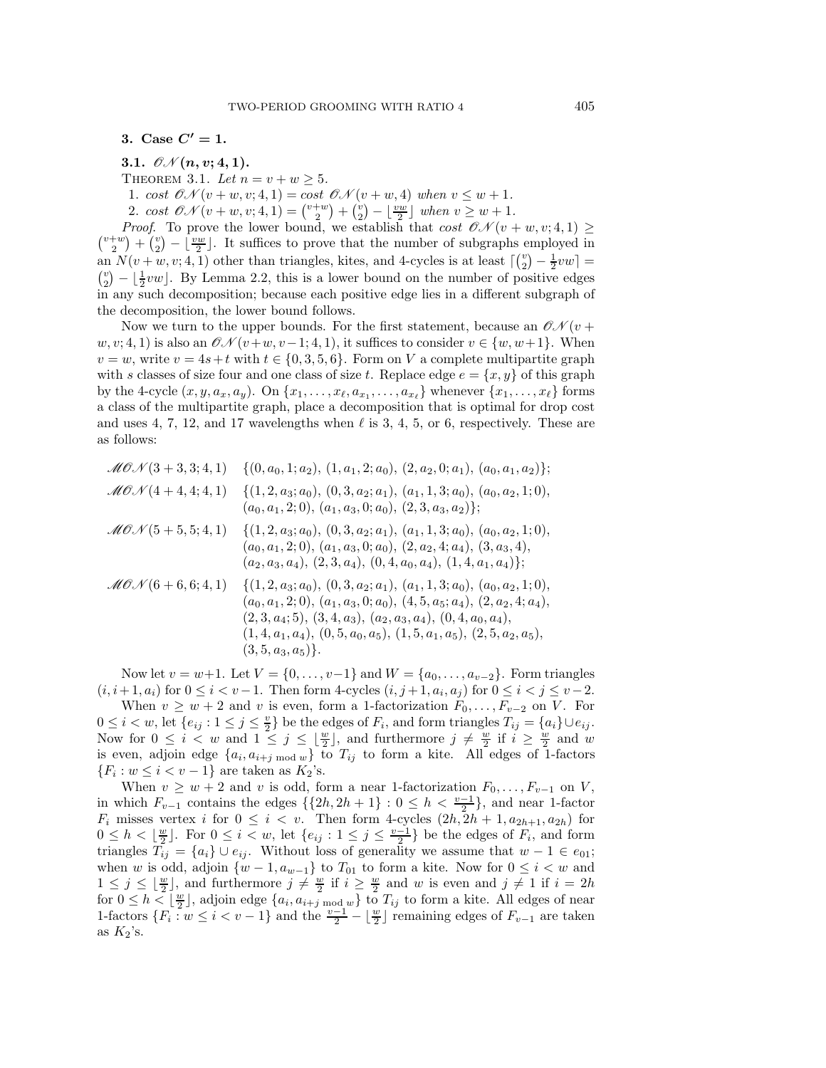## 3. Case $C' = 1$.

### 3.1. $\mathscr{ON}(n, v; 4, 1)$.

THEOREM 3.1. *Let $n = v + w \geq 5$.*

1. *cost $\mathscr{ON}(v+w, v; 4, 1) =$ cost $\mathscr{ON}(v+w, 4)$ when $v \leq w+1$.*
2. *cost $\mathscr{ON}(v+w, v; 4, 1) = \binom{v+w}{2} + \binom{v}{2} - \lfloor \frac{vw}{2} \rfloor$ when $v \geq w+1$.*

*Proof.* To prove the lower bound, we establish that *cost* $\mathscr{ON}(v+w, v; 4, 1) \geq \binom{v+w}{2} + \binom{v}{2} - \lfloor \frac{vw}{2} \rfloor$. It suffices to prove that the number of subgraphs employed in an $N(v+w, v; 4, 1)$ other than triangles, kites, and 4-cycles is at least $\lceil \binom{v}{2} - \frac{1}{2}vw \rceil = \binom{v}{2} - \lfloor \frac{1}{2}vw \rfloor$. By Lemma 2.2, this is a lower bound on the number of positive edges in any such decomposition; because each positive edge lies in a different subgraph of the decomposition, the lower bound follows.

Now we turn to the upper bounds. For the first statement, because an $\mathscr{ON}(v+w, v; 4, 1)$ is also an $\mathscr{ON}(v+w, v-1; 4, 1)$, it suffices to consider $v \in \{w, w+1\}$. When $v = w$, write $v = 4s+t$ with $t \in \{0, 3, 5, 6\}$. Form on $V$ a complete multipartite graph with $s$ classes of size four and one class of size $t$. Replace edge $e = \{x, y\}$ of this graph by the 4-cycle $(x, y, a_x, a_y)$. On $\{x_1, \ldots, x_\ell, a_{x_1}, \ldots, a_{x_\ell}\}$ whenever $\{x_1, \ldots, x_\ell\}$ forms a class of the multipartite graph, place a decomposition that is optimal for drop cost and uses 4, 7, 12, and 17 wavelengths when $\ell$ is 3, 4, 5, or 6, respectively. These are as follows:

$\mathscr{MON}(3+3, 3; 4, 1)$ $\{(0, a_0, 1; a_2), (1, a_1, 2; a_0), (2, a_2, 0; a_1), (a_0, a_1, a_2)\}$;

$\mathscr{MON}(4+4, 4; 4, 1)$ $\{(1, 2, a_3; a_0), (0, 3, a_2; a_1), (a_1, 1, 3; a_0), (a_0, a_2, 1; 0), (a_0, a_1, 2; 0), (a_1, a_3, 0; a_0), (2, 3, a_3, a_2)\}$;

$\mathscr{MON}(5+5, 5; 4, 1)$ $\{(1, 2, a_3; a_0), (0, 3, a_2; a_1), (a_1, 1, 3; a_0), (a_0, a_2, 1; 0), (a_0, a_1, 2; 0), (a_1, a_3, 0; a_0), (2, a_2, 4; a_4), (3, a_3, 4), (a_2, a_3, a_4), (2, 3, a_4), (0, 4, a_0, a_4), (1, 4, a_1, a_4)\}$;

$\mathscr{MON}(6+6, 6; 4, 1)$ $\{(1, 2, a_3; a_0), (0, 3, a_2; a_1), (a_1, 1, 3; a_0), (a_0, a_2, 1; 0), (a_0, a_1, 2; 0), (a_1, a_3, 0; a_0), (4, 5, a_5; a_4), (2, a_2, 4; a_4), (2, 3, a_4; 5), (3, 4, a_3), (a_2, a_3, a_4), (0, 4, a_0, a_4), (1, 4, a_1, a_4), (0, 5, a_0, a_5), (1, 5, a_1, a_5), (2, 5, a_2, a_5), (3, 5, a_3, a_5)\}$.

Now let $v = w+1$. Let $V = \{0, \ldots, v-1\}$ and $W = \{a_0, \ldots, a_{v-2}\}$. Form triangles $(i, i+1, a_i)$ for $0 \leq i < v-1$. Then form 4-cycles $(i, j+1, a_i, a_j)$ for $0 \leq i < j \leq v-2$.

When $v \geq w+2$ and $v$ is even, form a 1-factorization $F_0, \ldots, F_{v-2}$ on $V$. For $0 \leq i < w$, let $\{e_{ij} : 1 \leq j \leq \frac{v}{2}\}$ be the edges of $F_i$, and form triangles $T_{ij} = \{a_i\} \cup e_{ij}$. Now for $0 \leq i < w$ and $1 \leq j \leq \lfloor \frac{w}{2} \rfloor$, and furthermore $j \neq \frac{w}{2}$ if $i \geq \frac{w}{2}$ and $w$ is even, adjoin edge $\{a_i, a_{i+j \bmod w}\}$ to $T_{ij}$ to form a kite. All edges of 1-factors $\{F_i : w \leq i < v-1\}$ are taken as $K_2$'s.

When $v \geq w+2$ and $v$ is odd, form a near 1-factorization $F_0, \ldots, F_{v-1}$ on $V$, in which $F_{v-1}$ contains the edges $\{\{2h, 2h+1\} : 0 \leq h < \frac{v-1}{2}\}$, and near 1-factor $F_i$ misses vertex $i$ for $0 \leq i < v$. Then form 4-cycles $(2h, 2h+1, a_{2h+1}, a_{2h})$ for $0 \leq h < \lfloor \frac{w}{2} \rfloor$. For $0 \leq i < w$, let $\{e_{ij} : 1 \leq j \leq \frac{v-1}{2}\}$ be the edges of $F_i$, and form triangles $T_{ij} = \{a_i\} \cup e_{ij}$. Without loss of generality we assume that $w-1 \in e_{01}$; when $w$ is odd, adjoin $\{w-1, a_{w-1}\}$ to $T_{01}$ to form a kite. Now for $0 \leq i < w$ and $1 \leq j \leq \lfloor \frac{w}{2} \rfloor$, and furthermore $j \neq \frac{w}{2}$ if $i \geq \frac{w}{2}$ and $w$ is even and $j \neq 1$ if $i = 2h$ for $0 \leq h < \lfloor \frac{w}{2} \rfloor$, adjoin edge $\{a_i, a_{i+j \bmod w}\}$ to $T_{ij}$ to form a kite. All edges of near 1-factors $\{F_i : w \leq i < v-1\}$ and the $\frac{v-1}{2} - \lfloor \frac{w}{2} \rfloor$ remaining edges of $F_{v-1}$ are taken as $K_2$'s.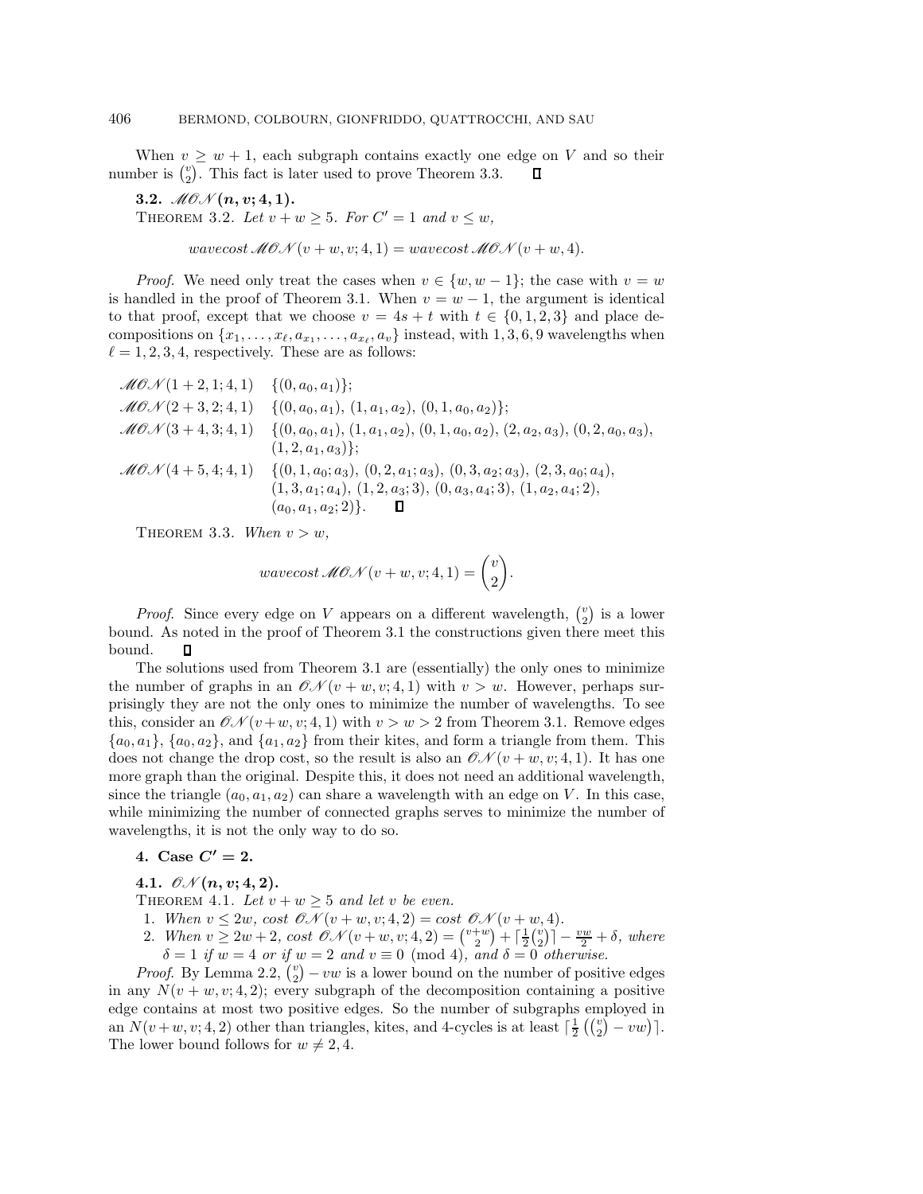When $v \geq w + 1$, each subgraph contains exactly one edge on $V$ and so their number is $\binom{v}{2}$. This fact is later used to prove Theorem 3.3. ∎

### 3.2. $\mathscr{MON}(n, v; 4, 1)$.

THEOREM 3.2. *Let $v + w \geq 5$. For $C' = 1$ and $v \leq w$,*

$$wavecost\, \mathscr{MON}(v + w, v; 4, 1) = wavecost\, \mathscr{MON}(v + w, 4).$$

*Proof.* We need only treat the cases when $v \in \{w, w - 1\}$; the case with $v = w$ is handled in the proof of Theorem 3.1. When $v = w - 1$, the argument is identical to that proof, except that we choose $v = 4s + t$ with $t \in \{0, 1, 2, 3\}$ and place decompositions on $\{x_1, \ldots, x_\ell, a_{x_1}, \ldots, a_{x_\ell}, a_v\}$ instead, with 1, 3, 6, 9 wavelengths when $\ell = 1, 2, 3, 4$, respectively. These are as follows:

$\mathscr{MON}(1 + 2, 1; 4, 1)$ $\{(0, a_0, a_1)\}$;

$\mathscr{MON}(2 + 3, 2; 4, 1)$ $\{(0, a_0, a_1), (1, a_1, a_2), (0, 1, a_0, a_2)\}$;

$\mathscr{MON}(3 + 4, 3; 4, 1)$ $\{(0, a_0, a_1), (1, a_1, a_2), (0, 1, a_0, a_2), (2, a_2, a_3), (0, 2, a_0, a_3), (1, 2, a_1, a_3)\}$;

$\mathscr{MON}(4 + 5, 4; 4, 1)$ $\{(0, 1, a_0; a_3), (0, 2, a_1; a_3), (0, 3, a_2; a_3), (2, 3, a_0; a_4), (1, 3, a_1; a_4), (1, 2, a_3; 3), (0, a_3, a_4; 3), (1, a_2, a_4; 2), (a_0, a_1, a_2; 2)\}$. ∎

THEOREM 3.3. *When $v > w$,*

$$wavecost\, \mathscr{MON}(v + w, v; 4, 1) = \binom{v}{2}.$$

*Proof.* Since every edge on $V$ appears on a different wavelength, $\binom{v}{2}$ is a lower bound. As noted in the proof of Theorem 3.1 the constructions given there meet this bound. ∎

The solutions used from Theorem 3.1 are (essentially) the only ones to minimize the number of graphs in an $\mathscr{ON}(v + w, v; 4, 1)$ with $v > w$. However, perhaps surprisingly they are not the only ones to minimize the number of wavelengths. To see this, consider an $\mathscr{ON}(v + w, v; 4, 1)$ with $v > w > 2$ from Theorem 3.1. Remove edges $\{a_0, a_1\}$, $\{a_0, a_2\}$, and $\{a_1, a_2\}$ from their kites, and form a triangle from them. This does not change the drop cost, so the result is also an $\mathscr{ON}(v + w, v; 4, 1)$. It has one more graph than the original. Despite this, it does not need an additional wavelength, since the triangle $(a_0, a_1, a_2)$ can share a wavelength with an edge on $V$. In this case, while minimizing the number of connected graphs serves to minimize the number of wavelengths, it is not the only way to do so.

## 4. Case $C' = 2$.

### 4.1. $\mathscr{ON}(n, v; 4, 2)$.

THEOREM 4.1. *Let $v + w \geq 5$ and let $v$ be even.*

1. *When $v \leq 2w$, cost $\mathscr{ON}(v + w, v; 4, 2) =$ cost $\mathscr{ON}(v + w, 4)$.*
2. *When $v \geq 2w + 2$, cost $\mathscr{ON}(v + w, v; 4, 2) = \binom{v+w}{2} + \lceil \frac{1}{2}\binom{v}{2} \rceil - \frac{vw}{2} + \delta$, where $\delta = 1$ if $w = 4$ or if $w = 2$ and $v \equiv 0 \pmod 4$, and $\delta = 0$ otherwise.*

*Proof.* By Lemma 2.2, $\binom{v}{2} - vw$ is a lower bound on the number of positive edges in any $N(v + w, v; 4, 2)$; every subgraph of the decomposition containing a positive edge contains at most two positive edges. So the number of subgraphs employed in an $N(v + w, v; 4, 2)$ other than triangles, kites, and 4-cycles is at least $\lceil \frac{1}{2} \left(\binom{v}{2} - vw\right) \rceil$. The lower bound follows for $w \neq 2, 4$.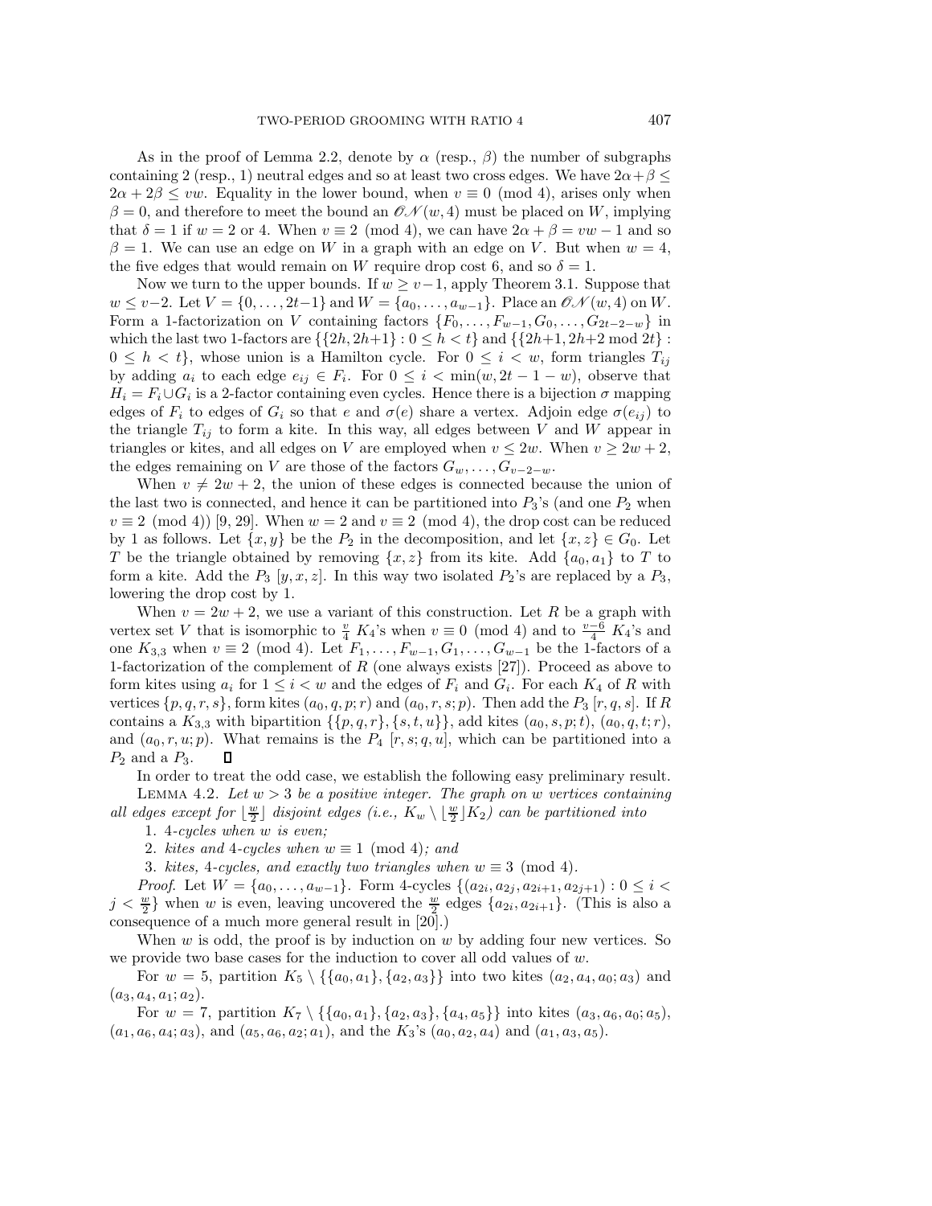As in the proof of Lemma 2.2, denote by $\alpha$ (resp., $\beta$) the number of subgraphs containing 2 (resp., 1) neutral edges and so at least two cross edges. We have $2\alpha+\beta \leq 2\alpha + 2\beta \leq vw$. Equality in the lower bound, when $v \equiv 0 \pmod 4$, arises only when $\beta = 0$, and therefore to meet the bound an $\mathscr{ON}(w,4)$ must be placed on $W$, implying that $\delta = 1$ if $w = 2$ or 4. When $v \equiv 2 \pmod 4$, we can have $2\alpha + \beta = vw - 1$ and so $\beta = 1$. We can use an edge on $W$ in a graph with an edge on $V$. But when $w = 4$, the five edges that would remain on $W$ require drop cost 6, and so $\delta = 1$.

Now we turn to the upper bounds. If $w \geq v-1$, apply Theorem 3.1. Suppose that $w \leq v-2$. Let $V = \{0,\ldots,2t-1\}$ and $W = \{a_0,\ldots,a_{w-1}\}$. Place an $\mathscr{ON}(w,4)$ on $W$. Form a 1-factorization on $V$ containing factors $\{F_0,\ldots,F_{w-1},G_0,\ldots,G_{2t-2-w}\}$ in which the last two 1-factors are $\{\{2h,2h+1\} : 0 \leq h < t\}$ and $\{\{2h+1, 2h+2 \bmod 2t\} : 0 \leq h < t\}$, whose union is a Hamilton cycle. For $0 \leq i < w$, form triangles $T_{ij}$ by adding $a_i$ to each edge $e_{ij} \in F_i$. For $0 \leq i < \min(w, 2t-1-w)$, observe that $H_i = F_i \cup G_i$ is a 2-factor containing even cycles. Hence there is a bijection $\sigma$ mapping edges of $F_i$ to edges of $G_i$ so that $e$ and $\sigma(e)$ share a vertex. Adjoin edge $\sigma(e_{ij})$ to the triangle $T_{ij}$ to form a kite. In this way, all edges between $V$ and $W$ appear in triangles or kites, and all edges on $V$ are employed when $v \leq 2w$. When $v \geq 2w+2$, the edges remaining on $V$ are those of the factors $G_w,\ldots,G_{v-2-w}$.

When $v \neq 2w+2$, the union of these edges is connected because the union of the last two is connected, and hence it can be partitioned into $P_3$'s (and one $P_2$ when $v \equiv 2 \pmod 4$) [9, 29]. When $w = 2$ and $v \equiv 2 \pmod 4$, the drop cost can be reduced by 1 as follows. Let $\{x,y\}$ be the $P_2$ in the decomposition, and let $\{x,z\} \in G_0$. Let $T$ be the triangle obtained by removing $\{x,z\}$ from its kite. Add $\{a_0,a_1\}$ to $T$ to form a kite. Add the $P_3$ $[y,x,z]$. In this way two isolated $P_2$'s are replaced by a $P_3$, lowering the drop cost by 1.

When $v = 2w+2$, we use a variant of this construction. Let $R$ be a graph with vertex set $V$ that is isomorphic to $\frac{v}{4}$ $K_4$'s when $v \equiv 0 \pmod 4$ and to $\frac{v-6}{4}$ $K_4$'s and one $K_{3,3}$ when $v \equiv 2 \pmod 4$. Let $F_1,\ldots,F_{w-1},G_1,\ldots,G_{w-1}$ be the 1-factors of a 1-factorization of the complement of $R$ (one always exists [27]). Proceed as above to form kites using $a_i$ for $1 \leq i < w$ and the edges of $F_i$ and $G_i$. For each $K_4$ of $R$ with vertices $\{p,q,r,s\}$, form kites $(a_0,q,p;r)$ and $(a_0,r,s;p)$. Then add the $P_3$ $[r,q,s]$. If $R$ contains a $K_{3,3}$ with bipartition $\{\{p,q,r\},\{s,t,u\}\}$, add kites $(a_0,s,p;t)$, $(a_0,q,t;r)$, and $(a_0,r,u;p)$. What remains is the $P_4$ $[r,s;q,u]$, which can be partitioned into a $P_2$ and a $P_3$. $\square$

In order to treat the odd case, we establish the following easy preliminary result.

**Lemma 4.2.** *Let $w > 3$ be a positive integer. The graph on $w$ vertices containing all edges except for $\lfloor \frac{w}{2} \rfloor$ disjoint edges (i.e., $K_w \setminus \lfloor \frac{w}{2} \rfloor K_2$) can be partitioned into*

1. *4-cycles when $w$ is even;*
2. *kites and 4-cycles when $w \equiv 1 \pmod 4$; and*
3. *kites, 4-cycles, and exactly two triangles when $w \equiv 3 \pmod 4$.*

*Proof.* Let $W = \{a_0,\ldots,a_{w-1}\}$. Form 4-cycles $\{(a_{2i},a_{2j},a_{2i+1},a_{2j+1}) : 0 \leq i < j < \frac{w}{2}\}$ when $w$ is even, leaving uncovered the $\frac{w}{2}$ edges $\{a_{2i},a_{2i+1}\}$. (This is also a consequence of a much more general result in [20].)

When $w$ is odd, the proof is by induction on $w$ by adding four new vertices. So we provide two base cases for the induction to cover all odd values of $w$.

For $w = 5$, partition $K_5 \setminus \{\{a_0,a_1\},\{a_2,a_3\}\}$ into two kites $(a_2,a_4,a_0;a_3)$ and $(a_3,a_4,a_1;a_2)$.

For $w = 7$, partition $K_7 \setminus \{\{a_0,a_1\},\{a_2,a_3\},\{a_4,a_5\}\}$ into kites $(a_3,a_6,a_0;a_5)$, $(a_1,a_6,a_4;a_3)$, and $(a_5,a_6,a_2;a_1)$, and the $K_3$'s $(a_0,a_2,a_4)$ and $(a_1,a_3,a_5)$.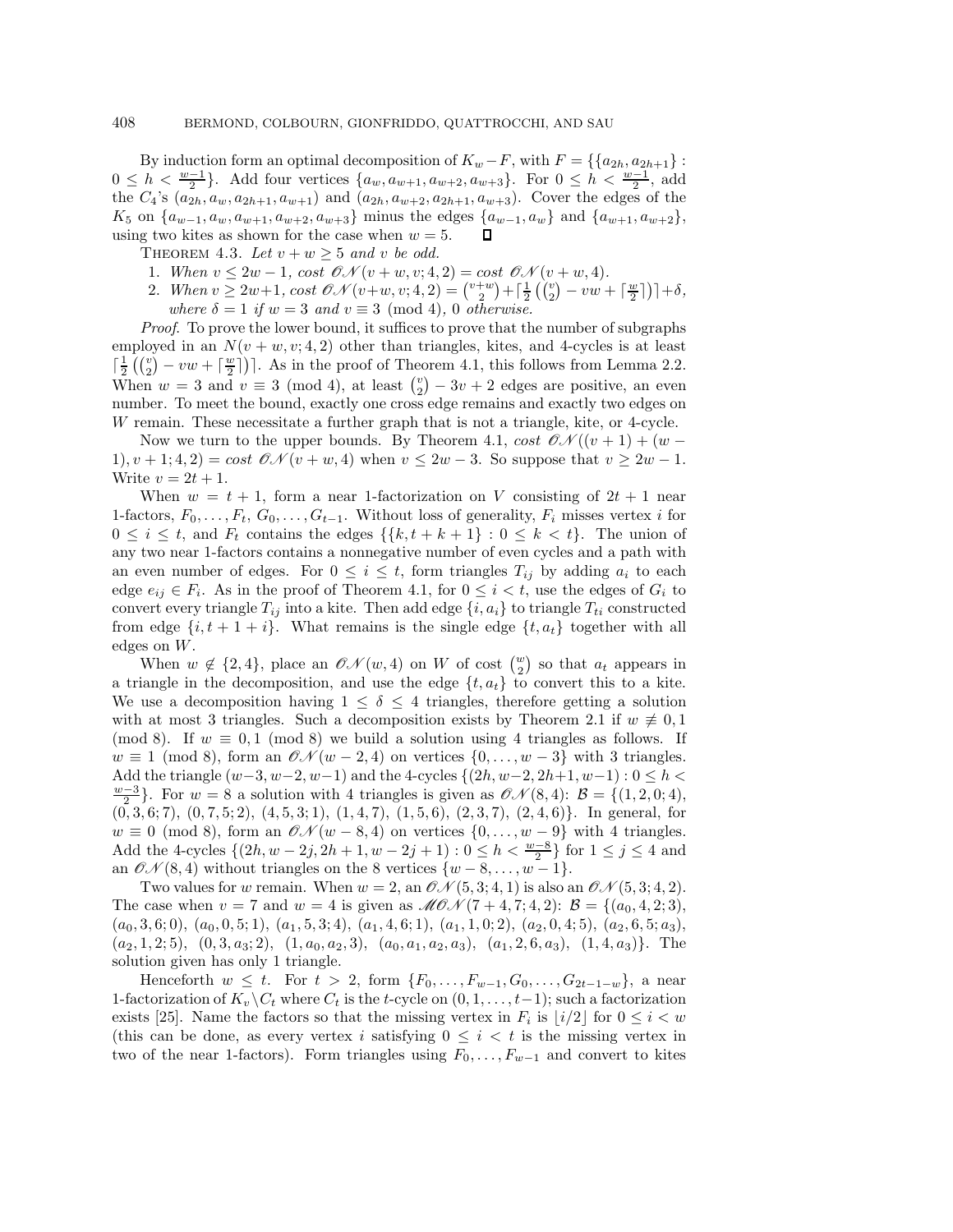By induction form an optimal decomposition of $K_w - F$, with $F = \{\{a_{2h}, a_{2h+1}\} : 0 \le h < \frac{w-1}{2}\}$. Add four vertices $\{a_w, a_{w+1}, a_{w+2}, a_{w+3}\}$. For $0 \le h < \frac{w-1}{2}$, add the $C_4$'s $(a_{2h}, a_w, a_{2h+1}, a_{w+1})$ and $(a_{2h}, a_{w+2}, a_{2h+1}, a_{w+3})$. Cover the edges of the $K_5$ on $\{a_{w-1}, a_w, a_{w+1}, a_{w+2}, a_{w+3}\}$ minus the edges $\{a_{w-1}, a_w\}$ and $\{a_{w+1}, a_{w+2}\}$, using two kites as shown for the case when $w = 5$. ◻

THEOREM 4.3. *Let $v + w \ge 5$ and $v$ be odd.*

1. *When $v \le 2w - 1$, cost $\mathscr{ON}(v+w, v; 4, 2) =$ cost $\mathscr{ON}(v + w, 4)$.*
2. *When $v \ge 2w+1$, cost $\mathscr{ON}(v+w, v; 4, 2) = \binom{v+w}{2} + \lceil \frac{1}{2}\left(\binom{v}{2} - vw + \lceil \frac{w}{2} \rceil\right)\rceil + \delta$, where $\delta = 1$ if $w = 3$ and $v \equiv 3 \pmod 4$, 0 otherwise.*

*Proof.* To prove the lower bound, it suffices to prove that the number of subgraphs employed in an $N(v + w, v; 4, 2)$ other than triangles, kites, and 4-cycles is at least $\lceil \frac{1}{2}\left(\binom{v}{2} - vw + \lceil \frac{w}{2} \rceil\right)\rceil$. As in the proof of Theorem 4.1, this follows from Lemma 2.2. When $w = 3$ and $v \equiv 3 \pmod 4$, at least $\binom{v}{2} - 3v + 2$ edges are positive, an even number. To meet the bound, exactly one cross edge remains and exactly two edges on $W$ remain. These necessitate a further graph that is not a triangle, kite, or 4-cycle.

Now we turn to the upper bounds. By Theorem 4.1, cost $\mathscr{ON}((v + 1) + (w - 1), v + 1; 4, 2) =$ cost $\mathscr{ON}(v + w, 4)$ when $v \le 2w - 3$. So suppose that $v \ge 2w - 1$. Write $v = 2t + 1$.

When $w = t + 1$, form a near 1-factorization on $V$ consisting of $2t + 1$ near 1-factors, $F_0, \ldots, F_t, G_0, \ldots, G_{t-1}$. Without loss of generality, $F_i$ misses vertex $i$ for $0 \le i \le t$, and $F_t$ contains the edges $\{\{k, t + k + 1\} : 0 \le k < t\}$. The union of any two near 1-factors contains a nonnegative number of even cycles and a path with an even number of edges. For $0 \le i \le t$, form triangles $T_{ij}$ by adding $a_i$ to each edge $e_{ij} \in F_i$. As in the proof of Theorem 4.1, for $0 \le i < t$, use the edges of $G_i$ to convert every triangle $T_{ij}$ into a kite. Then add edge $\{i, a_i\}$ to triangle $T_{ti}$ constructed from edge $\{i, t + 1 + i\}$. What remains is the single edge $\{t, a_t\}$ together with all edges on $W$.

When $w \notin \{2, 4\}$, place an $\mathscr{ON}(w, 4)$ on $W$ of cost $\binom{w}{2}$ so that $a_t$ appears in a triangle in the decomposition, and use the edge $\{t, a_t\}$ to convert this to a kite. We use a decomposition having $1 \le \delta \le 4$ triangles, therefore getting a solution with at most 3 triangles. Such a decomposition exists by Theorem 2.1 if $w \not\equiv 0, 1 \pmod 8$. If $w \equiv 0, 1 \pmod 8$ we build a solution using 4 triangles as follows. If $w \equiv 1 \pmod 8$, form an $\mathscr{ON}(w - 2, 4)$ on vertices $\{0, \ldots, w - 3\}$ with 3 triangles. Add the triangle $(w-3, w-2, w-1)$ and the 4-cycles $\{(2h, w-2, 2h+1, w-1) : 0 \le h < \frac{w-3}{2}\}$. For $w = 8$ a solution with 4 triangles is given as $\mathscr{ON}(8, 4)$: $\mathcal{B} = \{(1, 2, 0; 4),$ $(0, 3, 6; 7),$ $(0, 7, 5; 2),$ $(4, 5, 3; 1),$ $(1, 4, 7),$ $(1, 5, 6),$ $(2, 3, 7),$ $(2, 4, 6)\}$. In general, for $w \equiv 0 \pmod 8$, form an $\mathscr{ON}(w - 8, 4)$ on vertices $\{0, \ldots, w - 9\}$ with 4 triangles. Add the 4-cycles $\{(2h, w - 2j, 2h + 1, w - 2j + 1) : 0 \le h < \frac{w-8}{2}\}$ for $1 \le j \le 4$ and an $\mathscr{ON}(8, 4)$ without triangles on the 8 vertices $\{w - 8, \ldots, w - 1\}$.

Two values for $w$ remain. When $w = 2$, an $\mathscr{ON}(5, 3; 4, 1)$ is also an $\mathscr{ON}(5, 3; 4, 2)$. The case when $v = 7$ and $w = 4$ is given as $\mathscr{MON}(7 + 4, 7; 4, 2)$: $\mathcal{B} = \{(a_0, 4, 2; 3),$ $(a_0, 3, 6; 0),$ $(a_0, 0, 5; 1),$ $(a_1, 5, 3; 4),$ $(a_1, 4, 6; 1),$ $(a_1, 1, 0; 2),$ $(a_2, 0, 4; 5),$ $(a_2, 6, 5; a_3),$ $(a_2, 1, 2; 5),$ $(0, 3, a_3; 2),$ $(1, a_0, a_2, 3),$ $(a_0, a_1, a_2, a_3),$ $(a_1, 2, 6, a_3),$ $(1, 4, a_3)\}$. The solution given has only 1 triangle.

Henceforth $w \le t$. For $t > 2$, form $\{F_0, \ldots, F_{w-1}, G_0, \ldots, G_{2t-1-w}\}$, a near 1-factorization of $K_v \backslash C_t$ where $C_t$ is the $t$-cycle on $(0, 1, \ldots, t-1)$; such a factorization exists [25]. Name the factors so that the missing vertex in $F_i$ is $\lfloor i/2 \rfloor$ for $0 \le i < w$ (this can be done, as every vertex $i$ satisfying $0 \le i < t$ is the missing vertex in two of the near 1-factors). Form triangles using $F_0, \ldots, F_{w-1}$ and convert to kites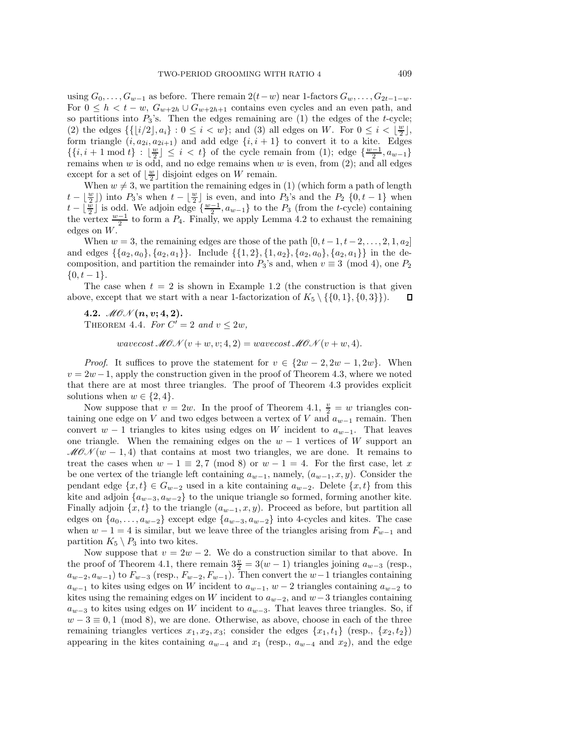using $G_0, \ldots, G_{w-1}$ as before. There remain $2(t-w)$ near 1-factors $G_w, \ldots, G_{2t-1-w}$. For $0 \le h < t-w$, $G_{w+2h} \cup G_{w+2h+1}$ contains even cycles and an even path, and so partitions into $P_3$'s. Then the edges remaining are (1) the edges of the $t$-cycle; (2) the edges $\{\{\lfloor i/2 \rfloor, a_i\} : 0 \le i < w\}$; and (3) all edges on $W$. For $0 \le i < \lfloor \frac{w}{2} \rfloor$, form triangle $(i, a_{2i}, a_{2i+1})$ and add edge $\{i, i+1\}$ to convert it to a kite. Edges $\{\{i, i+1 \bmod t\} : \lfloor \frac{w}{2} \rfloor \le i < t\}$ of the cycle remain from (1); edge $\{\frac{w-1}{2}, a_{w-1}\}$ remains when $w$ is odd, and no edge remains when $w$ is even, from (2); and all edges except for a set of $\lfloor \frac{w}{2} \rfloor$ disjoint edges on $W$ remain.

When $w \ne 3$, we partition the remaining edges in (1) (which form a path of length $t - \lfloor \frac{w}{2} \rfloor$) into $P_3$'s when $t - \lfloor \frac{w}{2} \rfloor$ is even, and into $P_3$'s and the $P_2$ $\{0, t-1\}$ when $t - \lfloor \frac{w}{2} \rfloor$ is odd. We adjoin edge $\{\frac{w-1}{2}, a_{w-1}\}$ to the $P_3$ (from the $t$-cycle) containing the vertex $\frac{w-1}{2}$ to form a $P_4$. Finally, we apply Lemma 4.2 to exhaust the remaining edges on $W$.

When $w = 3$, the remaining edges are those of the path $[0, t-1, t-2, \ldots, 2, 1, a_2]$ and edges $\{\{a_2, a_0\}, \{a_2, a_1\}\}$. Include $\{\{1, 2\}, \{1, a_2\}, \{a_2, a_0\}, \{a_2, a_1\}\}$ in the decomposition, and partition the remainder into $P_3$'s and, when $v \equiv 3 \pmod 4$, one $P_2$ $\{0, t-1\}$.

The case when $t = 2$ is shown in Example 1.2 (the construction is that given above, except that we start with a near 1-factorization of $K_5 \setminus \{\{0, 1\}, \{0, 3\}\}$). ◻

### 4.2. $\mathscr{MON}(n, v; 4, 2)$.

THEOREM 4.4. *For $C' = 2$ and $v \le 2w$,*

$$\textit{wavecost}\, \mathscr{MON}(v + w, v; 4, 2) = \textit{wavecost}\, \mathscr{MON}(v + w, 4).$$

*Proof.* It suffices to prove the statement for $v \in \{2w-2, 2w-1, 2w\}$. When $v = 2w-1$, apply the construction given in the proof of Theorem 4.3, where we noted that there are at most three triangles. The proof of Theorem 4.3 provides explicit solutions when $w \in \{2, 4\}$.

Now suppose that $v = 2w$. In the proof of Theorem 4.1, $\frac{v}{2} = w$ triangles containing one edge on $V$ and two edges between a vertex of $V$ and $a_{w-1}$ remain. Then convert $w-1$ triangles to kites using edges on $W$ incident to $a_{w-1}$. That leaves one triangle. When the remaining edges on the $w-1$ vertices of $W$ support an $\mathscr{MON}(w-1, 4)$ that contains at most two triangles, we are done. It remains to treat the cases when $w - 1 \equiv 2, 7 \pmod 8$ or $w - 1 = 4$. For the first case, let $x$ be one vertex of the triangle left containing $a_{w-1}$, namely, $(a_{w-1}, x, y)$. Consider the pendant edge $\{x, t\} \in G_{w-2}$ used in a kite containing $a_{w-2}$. Delete $\{x, t\}$ from this kite and adjoin $\{a_{w-3}, a_{w-2}\}$ to the unique triangle so formed, forming another kite. Finally adjoin $\{x, t\}$ to the triangle $(a_{w-1}, x, y)$. Proceed as before, but partition all edges on $\{a_0, \ldots, a_{w-2}\}$ except edge $\{a_{w-3}, a_{w-2}\}$ into 4-cycles and kites. The case when $w - 1 = 4$ is similar, but we leave three of the triangles arising from $F_{w-1}$ and partition $K_5 \setminus P_3$ into two kites.

Now suppose that $v = 2w - 2$. We do a construction similar to that above. In the proof of Theorem 4.1, there remain $3\frac{v}{2} = 3(w-1)$ triangles joining $a_{w-3}$ (resp., $a_{w-2}, a_{w-1}$) to $F_{w-3}$ (resp., $F_{w-2}, F_{w-1}$). Then convert the $w-1$ triangles containing $a_{w-1}$ to kites using edges on $W$ incident to $a_{w-1}$, $w-2$ triangles containing $a_{w-2}$ to kites using the remaining edges on $W$ incident to $a_{w-2}$, and $w-3$ triangles containing $a_{w-3}$ to kites using edges on $W$ incident to $a_{w-3}$. That leaves three triangles. So, if $w - 3 \equiv 0, 1 \pmod 8$, we are done. Otherwise, as above, choose in each of the three remaining triangles vertices $x_1, x_2, x_3$; consider the edges $\{x_1, t_1\}$ (resp., $\{x_2, t_2\}$) appearing in the kites containing $a_{w-4}$ and $x_1$ (resp., $a_{w-4}$ and $x_2$), and the edge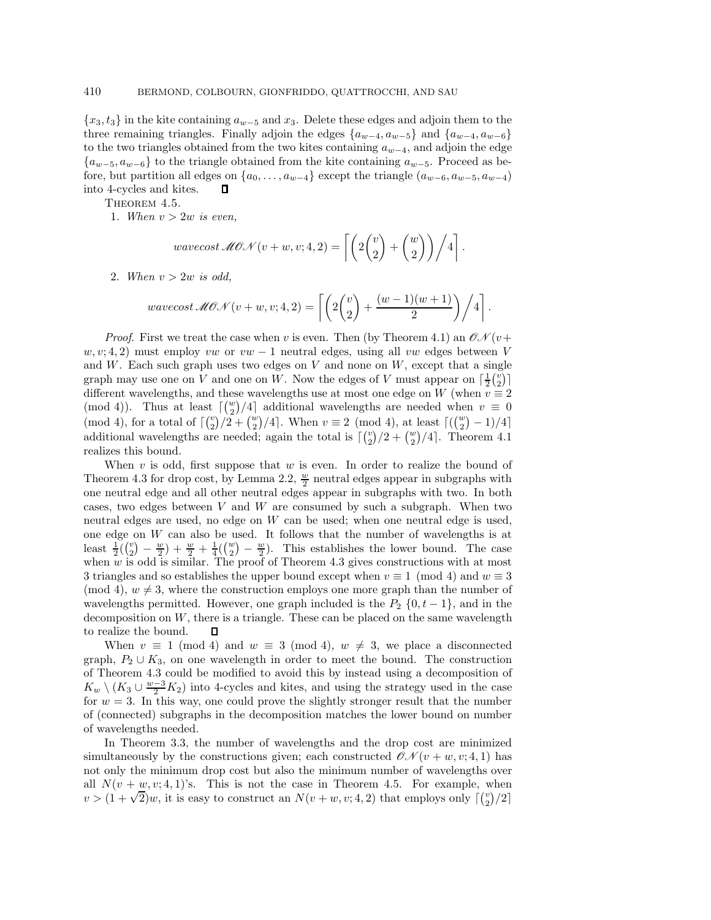$\{x_3, t_3\}$ in the kite containing $a_{w-5}$ and $x_3$. Delete these edges and adjoin them to the three remaining triangles. Finally adjoin the edges $\{a_{w-4}, a_{w-5}\}$ and $\{a_{w-4}, a_{w-6}\}$ to the two triangles obtained from the two kites containing $a_{w-4}$, and adjoin the edge $\{a_{w-5}, a_{w-6}\}$ to the triangle obtained from the kite containing $a_{w-5}$. Proceed as before, but partition all edges on $\{a_0, \ldots, a_{w-4}\}$ except the triangle $(a_{w-6}, a_{w-5}, a_{w-4})$ into 4-cycles and kites. ∎

Theorem 4.5.

1. *When $v > 2w$ is even,*

$$wavecost\, \mathscr{MON}(v+w, v; 4, 2) = \left\lceil \left( 2\binom{v}{2} + \binom{w}{2} \right) \Big/ 4 \right\rceil.$$

2. *When $v > 2w$ is odd,*

$$wavecost\, \mathscr{MON}(v+w, v; 4, 2) = \left\lceil \left( 2\binom{v}{2} + \frac{(w-1)(w+1)}{2} \right) \Big/ 4 \right\rceil.$$

*Proof.* First we treat the case when $v$ is even. Then (by Theorem 4.1) an $\mathscr{ON}(v+w, v; 4, 2)$ must employ $vw$ or $vw - 1$ neutral edges, using all $vw$ edges between $V$ and $W$. Each such graph uses two edges on $V$ and none on $W$, except that a single graph may use one on $V$ and one on $W$. Now the edges of $V$ must appear on $\lceil \frac{1}{2}\binom{v}{2} \rceil$ different wavelengths, and these wavelengths use at most one edge on $W$ (when $v \equiv 2 \pmod 4$). Thus at least $\lceil \binom{w}{2}/4 \rceil$ additional wavelengths are needed when $v \equiv 0 \pmod 4$, for a total of $\lceil \binom{v}{2}/2 + \binom{w}{2}/4 \rceil$. When $v \equiv 2 \pmod 4$, at least $\lceil (\binom{w}{2} - 1)/4 \rceil$ additional wavelengths are needed; again the total is $\lceil \binom{v}{2}/2 + \binom{w}{2}/4 \rceil$. Theorem 4.1 realizes this bound.

When $v$ is odd, first suppose that $w$ is even. In order to realize the bound of Theorem 4.3 for drop cost, by Lemma 2.2, $\frac{w}{2}$ neutral edges appear in subgraphs with one neutral edge and all other neutral edges appear in subgraphs with two. In both cases, two edges between $V$ and $W$ are consumed by such a subgraph. When two neutral edges are used, no edge on $W$ can be used; when one neutral edge is used, one edge on $W$ can also be used. It follows that the number of wavelengths is at least $\frac{1}{2}(\binom{v}{2} - \frac{w}{2}) + \frac{w}{2} + \frac{1}{4}(\binom{w}{2} - \frac{w}{2})$. This establishes the lower bound. The case when $w$ is odd is similar. The proof of Theorem 4.3 gives constructions with at most 3 triangles and so establishes the upper bound except when $v \equiv 1 \pmod 4$ and $w \equiv 3 \pmod 4$, $w \neq 3$, where the construction employs one more graph than the number of wavelengths permitted. However, one graph included is the $P_2$ $\{0, t-1\}$, and in the decomposition on $W$, there is a triangle. These can be placed on the same wavelength to realize the bound. ∎

When $v \equiv 1 \pmod 4$ and $w \equiv 3 \pmod 4$, $w \neq 3$, we place a disconnected graph, $P_2 \cup K_3$, on one wavelength in order to meet the bound. The construction of Theorem 4.3 could be modified to avoid this by instead using a decomposition of $K_w \setminus (K_3 \cup \frac{w-3}{2} K_2)$ into 4-cycles and kites, and using the strategy used in the case for $w = 3$. In this way, one could prove the slightly stronger result that the number of (connected) subgraphs in the decomposition matches the lower bound on number of wavelengths needed.

In Theorem 3.3, the number of wavelengths and the drop cost are minimized simultaneously by the constructions given; each constructed $\mathscr{ON}(v+w, v; 4, 1)$ has not only the minimum drop cost but also the minimum number of wavelengths over all $N(v+w, v; 4, 1)$'s. This is not the case in Theorem 4.5. For example, when $v > (1+\sqrt{2})w$, it is easy to construct an $N(v+w, v; 4, 2)$ that employs only $\lceil \binom{v}{2}/2 \rceil$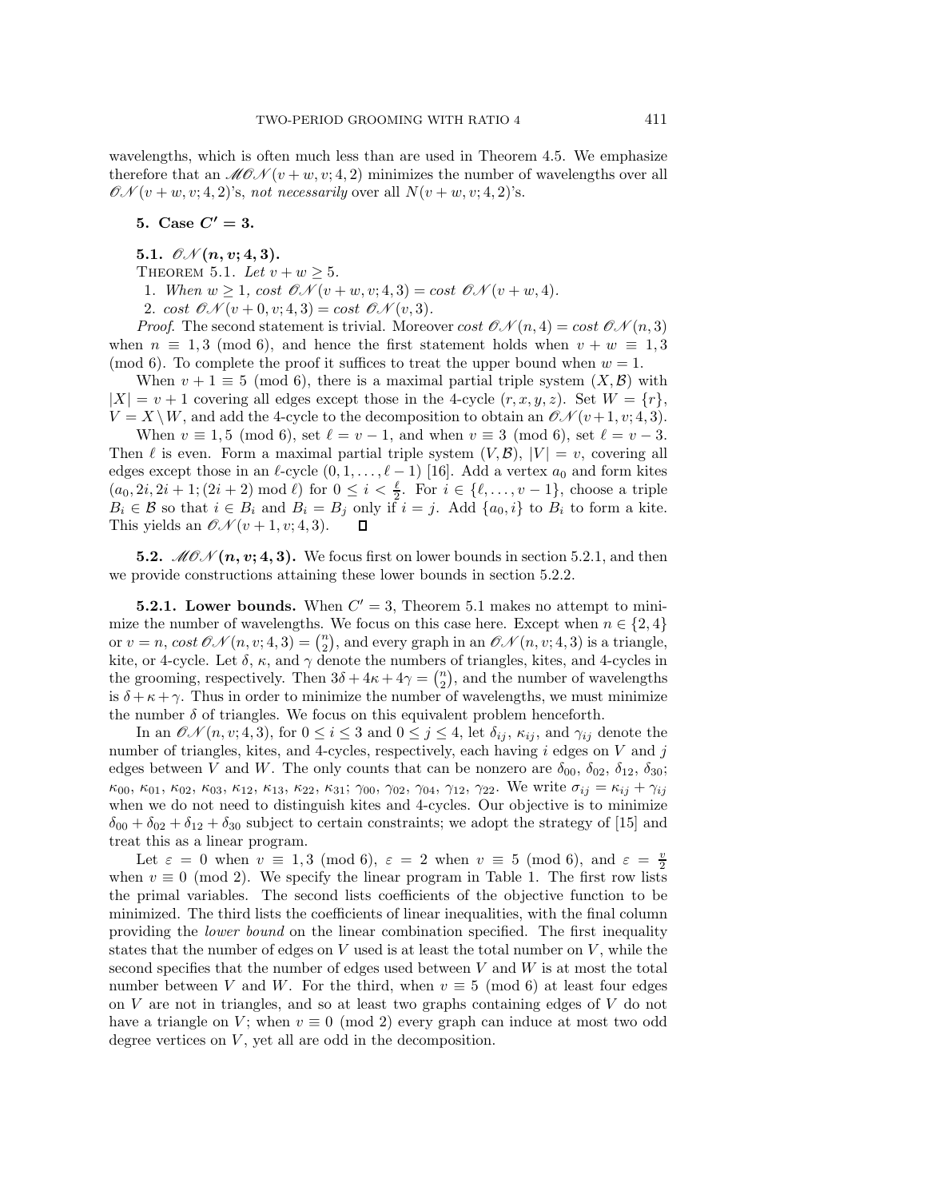wavelengths, which is often much less than are used in Theorem 4.5. We emphasize therefore that an $\mathscr{MON}(v+w,v;4,2)$ minimizes the number of wavelengths over all $\mathscr{ON}(v+w,v;4,2)$'s, *not necessarily* over all $N(v+w,v;4,2)$'s.

## 5. Case $C' = 3$.

### 5.1. $\mathscr{ON}(n,v;4,3)$.

THEOREM 5.1. *Let $v+w \geq 5$.*

1. *When $w \geq 1$, cost $\mathscr{ON}(v+w,v;4,3) =$ cost $\mathscr{ON}(v+w,4)$.*
2. *cost $\mathscr{ON}(v+0,v;4,3) =$ cost $\mathscr{ON}(v,3)$.*

*Proof*. The second statement is trivial. Moreover *cost* $\mathscr{ON}(n,4) =$ *cost* $\mathscr{ON}(n,3)$ when $n \equiv 1,3 \pmod 6$, and hence the first statement holds when $v+w \equiv 1,3 \pmod 6$. To complete the proof it suffices to treat the upper bound when $w=1$.

When $v+1 \equiv 5 \pmod 6$, there is a maximal partial triple system $(X,\mathcal{B})$ with $|X| = v+1$ covering all edges except those in the 4-cycle $(r,x,y,z)$. Set $W=\{r\}$, $V = X \setminus W$, and add the 4-cycle to the decomposition to obtain an $\mathscr{ON}(v+1,v;4,3)$.

When $v \equiv 1,5 \pmod 6$, set $\ell = v-1$, and when $v \equiv 3 \pmod 6$, set $\ell = v-3$. Then $\ell$ is even. Form a maximal partial triple system $(V,\mathcal{B})$, $|V| = v$, covering all edges except those in an $\ell$-cycle $(0,1,\ldots,\ell-1)$ [16]. Add a vertex $a_0$ and form kites $(a_0, 2i, 2i+1; (2i+2) \bmod \ell)$ for $0 \leq i < \frac{\ell}{2}$. For $i \in \{\ell,\ldots,v-1\}$, choose a triple $B_i \in \mathcal{B}$ so that $i \in B_i$ and $B_i = B_j$ only if $i=j$. Add $\{a_0, i\}$ to $B_i$ to form a kite. This yields an $\mathscr{ON}(v+1,v;4,3)$. ∎

**5.2. $\mathscr{MON}(n,v;4,3)$.** We focus first on lower bounds in section 5.2.1, and then we provide constructions attaining these lower bounds in section 5.2.2.

**5.2.1. Lower bounds.** When $C' = 3$, Theorem 5.1 makes no attempt to minimize the number of wavelengths. We focus on this case here. Except when $n \in \{2,4\}$ or $v = n$, *cost* $\mathscr{ON}(n,v;4,3) = \binom{n}{2}$, and every graph in an $\mathscr{ON}(n,v;4,3)$ is a triangle, kite, or 4-cycle. Let $\delta$, $\kappa$, and $\gamma$ denote the numbers of triangles, kites, and 4-cycles in the grooming, respectively. Then $3\delta + 4\kappa + 4\gamma = \binom{n}{2}$, and the number of wavelengths is $\delta + \kappa + \gamma$. Thus in order to minimize the number of wavelengths, we must minimize the number $\delta$ of triangles. We focus on this equivalent problem henceforth.

In an $\mathscr{ON}(n,v;4,3)$, for $0 \leq i \leq 3$ and $0 \leq j \leq 4$, let $\delta_{ij}$, $\kappa_{ij}$, and $\gamma_{ij}$ denote the number of triangles, kites, and 4-cycles, respectively, each having $i$ edges on $V$ and $j$ edges between $V$ and $W$. The only counts that can be nonzero are $\delta_{00}$, $\delta_{02}$, $\delta_{12}$, $\delta_{30}$; $\kappa_{00}$, $\kappa_{01}$, $\kappa_{02}$, $\kappa_{03}$, $\kappa_{12}$, $\kappa_{13}$, $\kappa_{22}$, $\kappa_{31}$; $\gamma_{00}$, $\gamma_{02}$, $\gamma_{04}$, $\gamma_{12}$, $\gamma_{22}$. We write $\sigma_{ij} = \kappa_{ij} + \gamma_{ij}$ when we do not need to distinguish kites and 4-cycles. Our objective is to minimize $\delta_{00} + \delta_{02} + \delta_{12} + \delta_{30}$ subject to certain constraints; we adopt the strategy of [15] and treat this as a linear program.

Let $\varepsilon = 0$ when $v \equiv 1,3 \pmod 6$, $\varepsilon = 2$ when $v \equiv 5 \pmod 6$, and $\varepsilon = \frac{v}{2}$ when $v \equiv 0 \pmod 2$. We specify the linear program in Table 1. The first row lists the primal variables. The second lists coefficients of the objective function to be minimized. The third lists the coefficients of linear inequalities, with the final column providing the *lower bound* on the linear combination specified. The first inequality states that the number of edges on $V$ used is at least the total number on $V$, while the second specifies that the number of edges used between $V$ and $W$ is at most the total number between $V$ and $W$. For the third, when $v \equiv 5 \pmod 6$ at least four edges on $V$ are not in triangles, and so at least two graphs containing edges of $V$ do not have a triangle on $V$; when $v \equiv 0 \pmod 2$ every graph can induce at most two odd degree vertices on $V$, yet all are odd in the decomposition.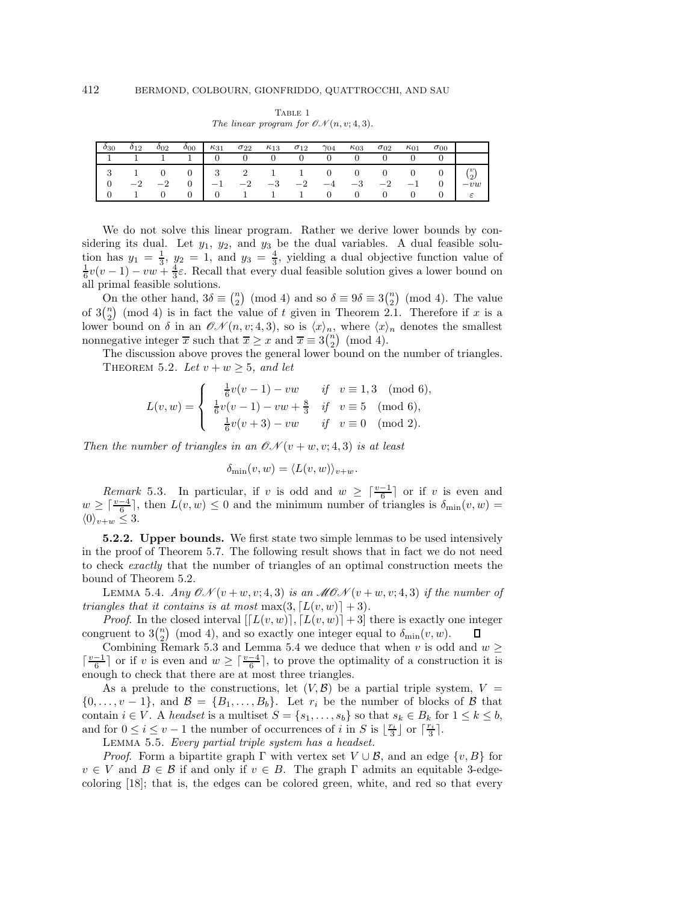Table 1
*The linear program for $\mathscr{ON}(n, v; 4, 3)$.*

| $\delta_{30}$ | $\delta_{12}$ | $\delta_{02}$ | $\delta_{00}$ | $\kappa_{31}$ | $\sigma_{22}$ | $\kappa_{13}$ | $\sigma_{12}$ | $\gamma_{04}$ | $\kappa_{03}$ | $\sigma_{02}$ | $\kappa_{01}$ | $\sigma_{00}$ | |
|---|---|---|---|---|---|---|---|---|---|---|---|---|---|
| 1 | 1 | 1 | 1 | 0 | 0 | 0 | 0 | 0 | 0 | 0 | 0 | 0 | |
| 3 | 1 | 0 | 0 | 3 | 2 | 1 | 1 | 0 | 0 | 0 | 0 | 0 | $\binom{v}{2}$ |
| 0 | $-2$ | $-2$ | 0 | $-1$ | $-2$ | $-3$ | $-2$ | $-4$ | $-3$ | $-2$ | $-1$ | 0 | $-vw$ |
| 0 | 1 | 0 | 0 | 0 | 1 | 1 | 1 | 0 | 0 | 0 | 0 | 0 | $\varepsilon$ |

We do not solve this linear program. Rather we derive lower bounds by considering its dual. Let $y_1$, $y_2$, and $y_3$ be the dual variables. A dual feasible solution has $y_1 = \frac{1}{3}$, $y_2 = 1$, and $y_3 = \frac{4}{3}$, yielding a dual objective function value of $\frac{1}{6}v(v-1) - vw + \frac{4}{3}\varepsilon$. Recall that every dual feasible solution gives a lower bound on all primal feasible solutions.

On the other hand, $3\delta \equiv \binom{n}{2} \pmod 4$ and so $\delta \equiv 9\delta \equiv 3\binom{n}{2} \pmod 4$. The value of $3\binom{n}{2} \pmod 4$ is in fact the value of $t$ given in Theorem 2.1. Therefore if $x$ is a lower bound on $\delta$ in an $\mathscr{ON}(n, v; 4, 3)$, so is $\langle x \rangle_n$, where $\langle x \rangle_n$ denotes the smallest nonnegative integer $\overline{x}$ such that $\overline{x} \geq x$ and $\overline{x} \equiv 3\binom{n}{2} \pmod 4$.

The discussion above proves the general lower bound on the number of triangles.

Theorem 5.2. *Let $v + w \geq 5$, and let*

$$L(v, w) = \begin{cases} \frac{1}{6}v(v-1) - vw & \text{if } v \equiv 1, 3 \pmod 6, \\ \frac{1}{6}v(v-1) - vw + \frac{8}{3} & \text{if } v \equiv 5 \pmod 6, \\ \frac{1}{6}v(v+3) - vw & \text{if } v \equiv 0 \pmod 2. \end{cases}$$

*Then the number of triangles in an $\mathscr{ON}(v + w, v; 4, 3)$ is at least*

$$\delta_{\min}(v, w) = \langle L(v, w) \rangle_{v+w}.$$

*Remark* 5.3. In particular, if $v$ is odd and $w \geq \lceil \frac{v-1}{6} \rceil$ or if $v$ is even and $w \geq \lceil \frac{v-4}{6} \rceil$, then $L(v, w) \leq 0$ and the minimum number of triangles is $\delta_{\min}(v, w) = \langle 0 \rangle_{v+w} \leq 3$.

**5.2.2. Upper bounds.** We first state two simple lemmas to be used intensively in the proof of Theorem 5.7. The following result shows that in fact we do not need to check *exactly* that the number of triangles of an optimal construction meets the bound of Theorem 5.2.

Lemma 5.4. *Any $\mathscr{ON}(v + w, v; 4, 3)$ is an $\mathscr{MON}(v + w, v; 4, 3)$ if the number of triangles that it contains is at most* $\max(3, \lceil L(v, w) \rceil + 3)$.

*Proof.* In the closed interval $[\lceil L(v, w) \rceil, \lceil L(v, w) \rceil + 3]$ there is exactly one integer congruent to $3\binom{n}{2} \pmod 4$, and so exactly one integer equal to $\delta_{\min}(v, w)$. $\square$

Combining Remark 5.3 and Lemma 5.4 we deduce that when $v$ is odd and $w \geq \lceil \frac{v-1}{6} \rceil$ or if $v$ is even and $w \geq \lceil \frac{v-4}{6} \rceil$, to prove the optimality of a construction it is enough to check that there are at most three triangles.

As a prelude to the constructions, let $(V, \mathcal{B})$ be a partial triple system, $V = \{0, \ldots, v-1\}$, and $\mathcal{B} = \{B_1, \ldots, B_b\}$. Let $r_i$ be the number of blocks of $\mathcal{B}$ that contain $i \in V$. A *headset* is a multiset $S = \{s_1, \ldots, s_b\}$ so that $s_k \in B_k$ for $1 \leq k \leq b$, and for $0 \leq i \leq v-1$ the number of occurrences of $i$ in $S$ is $\lfloor \frac{r_i}{3} \rfloor$ or $\lceil \frac{r_i}{3} \rceil$.

Lemma 5.5. *Every partial triple system has a headset.*

*Proof.* Form a bipartite graph $\Gamma$ with vertex set $V \cup \mathcal{B}$, and an edge $\{v, B\}$ for $v \in V$ and $B \in \mathcal{B}$ if and only if $v \in B$. The graph $\Gamma$ admits an equitable 3-edge-coloring [18]; that is, the edges can be colored green, white, and red so that every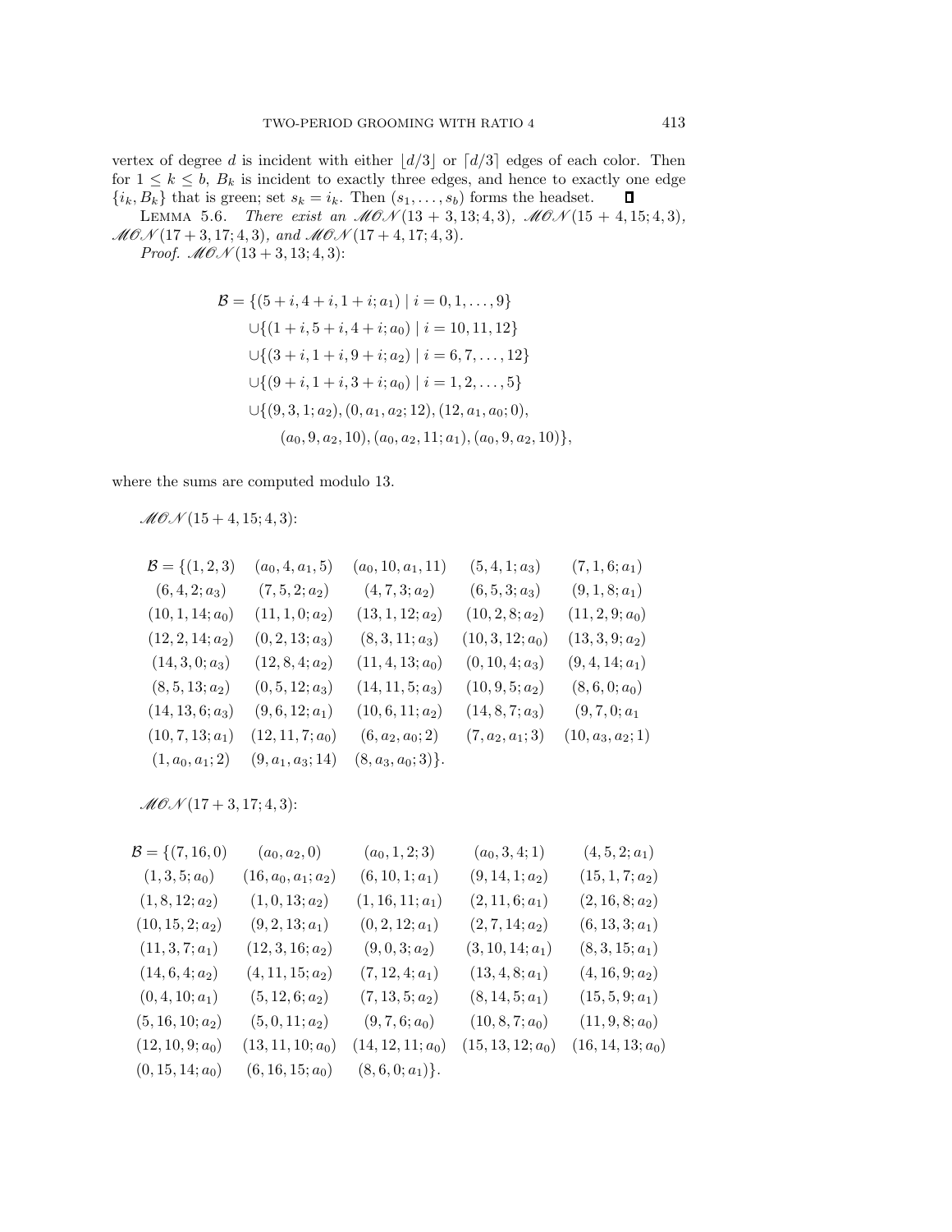vertex of degree $d$ is incident with either $\lfloor d/3 \rfloor$ or $\lceil d/3 \rceil$ edges of each color. Then for $1 \le k \le b$, $B_k$ is incident to exactly three edges, and hence to exactly one edge $\{i_k, B_k\}$ that is green; set $s_k = i_k$. Then $(s_1, \ldots, s_b)$ forms the headset. ∎

LEMMA 5.6. *There exist an $\mathscr{MON}(13+3, 13; 4, 3)$, $\mathscr{MON}(15+4, 15; 4, 3)$, $\mathscr{MON}(17+3, 17; 4, 3)$, and $\mathscr{MON}(17+4, 17; 4, 3)$.*

*Proof.* $\mathscr{MON}(13+3, 13; 4, 3)$:

$$
\begin{aligned}
\mathcal{B} = \{&(5+i, 4+i, 1+i; a_1) \mid i = 0, 1, \ldots, 9\} \\
&\cup \{(1+i, 5+i, 4+i; a_0) \mid i = 10, 11, 12\} \\
&\cup \{(3+i, 1+i, 9+i; a_2) \mid i = 6, 7, \ldots, 12\} \\
&\cup \{(9+i, 1+i, 3+i; a_0) \mid i = 1, 2, \ldots, 5\} \\
&\cup \{(9, 3, 1; a_2), (0, a_1, a_2; 12), (12, a_1, a_0; 0), \\
&\qquad (a_0, 9, a_2, 10), (a_0, a_2, 11; a_1), (a_0, 9, a_2, 10)\},
\end{aligned}
$$

where the sums are computed modulo 13.

$\mathscr{MON}(15+4, 15; 4, 3)$:

$$
\begin{array}{lllll}
\mathcal{B} = \{(1,2,3) & (a_0,4,a_1,5) & (a_0,10,a_1,11) & (5,4,1;a_3) & (7,1,6;a_1) \\
(6,4,2;a_3) & (7,5,2;a_2) & (4,7,3;a_2) & (6,5,3;a_3) & (9,1,8;a_1) \\
(10,1,14;a_0) & (11,1,0;a_2) & (13,1,12;a_2) & (10,2,8;a_2) & (11,2,9;a_0) \\
(12,2,14;a_2) & (0,2,13;a_3) & (8,3,11;a_3) & (10,3,12;a_0) & (13,3,9;a_2) \\
(14,3,0;a_3) & (12,8,4;a_2) & (11,4,13;a_0) & (0,10,4;a_3) & (9,4,14;a_1) \\
(8,5,13;a_2) & (0,5,12;a_3) & (14,11,5;a_3) & (10,9,5;a_2) & (8,6,0;a_0) \\
(14,13,6;a_3) & (9,6,12;a_1) & (10,6,11;a_2) & (14,8,7;a_3) & (9,7,0;a_1 \\
(10,7,13;a_1) & (12,11,7;a_0) & (6,a_2,a_0;2) & (7,a_2,a_1;3) & (10,a_3,a_2;1) \\
(1,a_0,a_1;2) & (9,a_1,a_3;14) & (8,a_3,a_0;3)\}. & &
\end{array}
$$

$\mathscr{MON}(17+3, 17; 4, 3)$:

$$
\begin{array}{lllll}
\mathcal{B} = \{(7,16,0) & (a_0,a_2,0) & (a_0,1,2;3) & (a_0,3,4;1) & (4,5,2;a_1) \\
(1,3,5;a_0) & (16,a_0,a_1;a_2) & (6,10,1;a_1) & (9,14,1;a_2) & (15,1,7;a_2) \\
(1,8,12;a_2) & (1,0,13;a_2) & (1,16,11;a_1) & (2,11,6;a_1) & (2,16,8;a_2) \\
(10,15,2;a_2) & (9,2,13;a_1) & (0,2,12;a_1) & (2,7,14;a_2) & (6,13,3;a_1) \\
(11,3,7;a_1) & (12,3,16;a_2) & (9,0,3;a_2) & (3,10,14;a_1) & (8,3,15;a_1) \\
(14,6,4;a_2) & (4,11,15;a_2) & (7,12,4;a_1) & (13,4,8;a_1) & (4,16,9;a_2) \\
(0,4,10;a_1) & (5,12,6;a_2) & (7,13,5;a_2) & (8,14,5;a_1) & (15,5,9;a_1) \\
(5,16,10;a_2) & (5,0,11;a_2) & (9,7,6;a_0) & (10,8,7;a_0) & (11,9,8;a_0) \\
(12,10,9;a_0) & (13,11,10;a_0) & (14,12,11;a_0) & (15,13,12;a_0) & (16,14,13;a_0) \\
(0,15,14;a_0) & (6,16,15;a_0) & (8,6,0;a_1)\}. & &
\end{array}
$$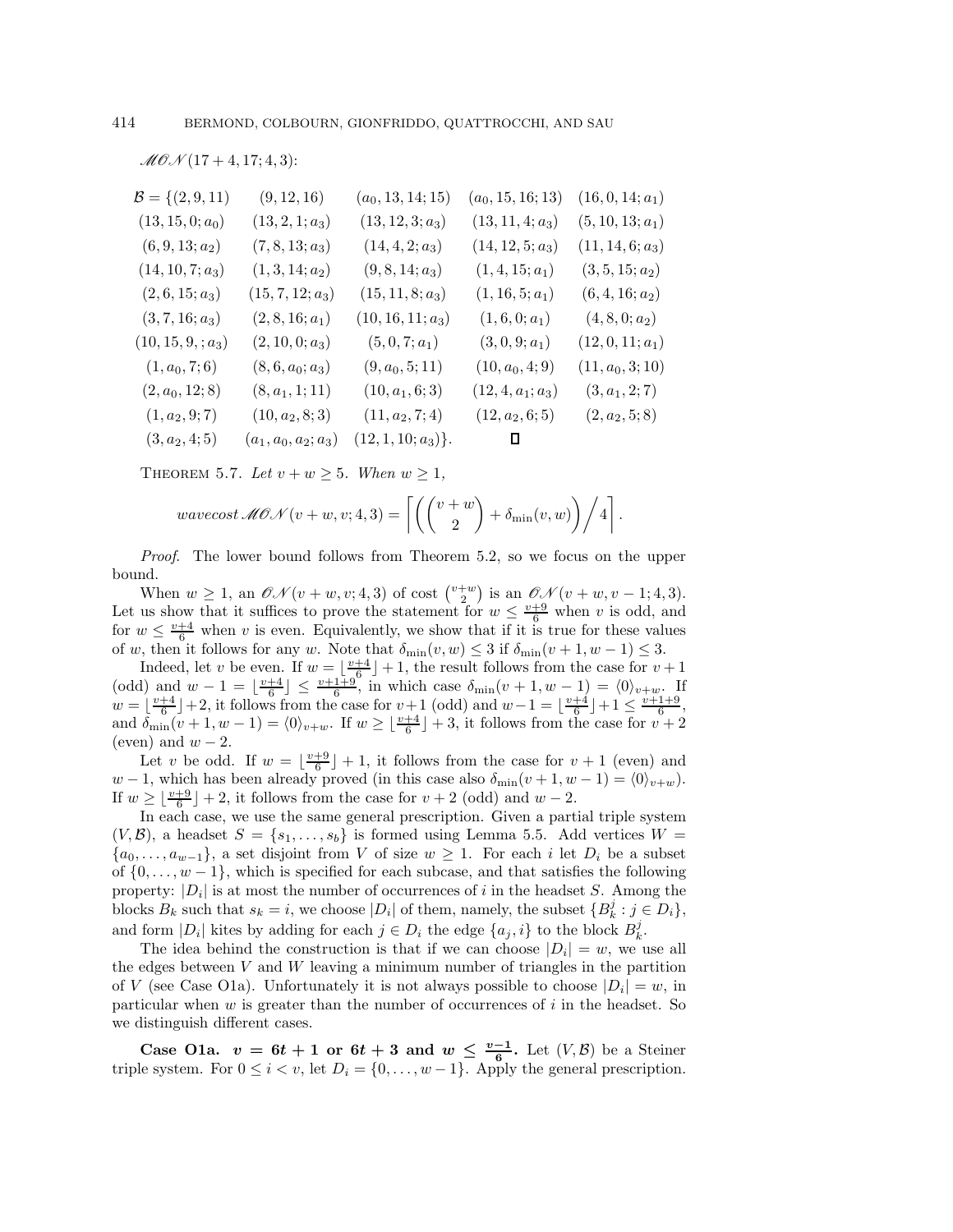$\mathscr{MON}(17+4, 17; 4, 3)$:

$$
\begin{array}{lllll}
\mathcal{B} = \{(2,9,11) & (9,12,16) & (a_0,13,14;15) & (a_0,15,16;13) & (16,0,14;a_1) \\
(13,15,0;a_0) & (13,2,1;a_3) & (13,12,3;a_3) & (13,11,4;a_3) & (5,10,13;a_1) \\
(6,9,13;a_2) & (7,8,13;a_3) & (14,4,2;a_3) & (14,12,5;a_3) & (11,14,6;a_3) \\
(14,10,7;a_3) & (1,3,14;a_2) & (9,8,14;a_3) & (1,4,15;a_1) & (3,5,15;a_2) \\
(2,6,15;a_3) & (15,7,12;a_3) & (15,11,8;a_3) & (1,16,5;a_1) & (6,4,16;a_2) \\
(3,7,16;a_3) & (2,8,16;a_1) & (10,16,11;a_3) & (1,6,0;a_1) & (4,8,0;a_2) \\
(10,15,9,;a_3) & (2,10,0;a_3) & (5,0,7;a_1) & (3,0,9;a_1) & (12,0,11;a_1) \\
(1,a_0,7;6) & (8,6,a_0;a_3) & (9,a_0,5;11) & (10,a_0,4;9) & (11,a_0,3;10) \\
(2,a_0,12;8) & (8,a_1,1;11) & (10,a_1,6;3) & (12,4,a_1;a_3) & (3,a_1,2;7) \\
(1,a_2,9;7) & (10,a_2,8;3) & (11,a_2,7;4) & (12,a_2,6;5) & (2,a_2,5;8) \\
(3,a_2,4;5) & (a_1,a_0,a_2;a_3) & (12,1,10;a_3)\}. & \square &
\end{array}
$$

THEOREM 5.7. *Let $v + w \geq 5$. When $w \geq 1$,*

$$
\textit{wavecost}\,\mathscr{MON}(v+w, v; 4, 3) = \left\lceil \left( \binom{v+w}{2} + \delta_{\min}(v, w) \right) \Big/ 4 \right\rceil .
$$

*Proof.* The lower bound follows from Theorem 5.2, so we focus on the upper bound.

When $w \geq 1$, an $\mathscr{ON}(v+w, v; 4, 3)$ of cost $\binom{v+w}{2}$ is an $\mathscr{ON}(v+w, v-1; 4, 3)$. Let us show that it suffices to prove the statement for $w \leq \frac{v+9}{6}$ when $v$ is odd, and for $w \leq \frac{v+4}{6}$ when $v$ is even. Equivalently, we show that if it is true for these values of $w$, then it follows for any $w$. Note that $\delta_{\min}(v, w) \leq 3$ if $\delta_{\min}(v+1, w-1) \leq 3$.

Indeed, let $v$ be even. If $w = \lfloor \frac{v+4}{6} \rfloor + 1$, the result follows from the case for $v+1$ (odd) and $w - 1 = \lfloor \frac{v+4}{6} \rfloor \leq \frac{v+1+9}{6}$, in which case $\delta_{\min}(v+1, w-1) = \langle 0 \rangle_{v+w}$. If $w = \lfloor \frac{v+4}{6} \rfloor + 2$, it follows from the case for $v+1$ (odd) and $w-1 = \lfloor \frac{v+4}{6} \rfloor + 1 \leq \frac{v+1+9}{6}$, and $\delta_{\min}(v+1, w-1) = \langle 0 \rangle_{v+w}$. If $w \geq \lfloor \frac{v+4}{6} \rfloor + 3$, it follows from the case for $v+2$ (even) and $w-2$.

Let $v$ be odd. If $w = \lfloor \frac{v+9}{6} \rfloor + 1$, it follows from the case for $v+1$ (even) and $w-1$, which has been already proved (in this case also $\delta_{\min}(v+1, w-1) = \langle 0 \rangle_{v+w}$). If $w \geq \lfloor \frac{v+9}{6} \rfloor + 2$, it follows from the case for $v+2$ (odd) and $w-2$.

In each case, we use the same general prescription. Given a partial triple system $(V, \mathcal{B})$, a headset $S = \{s_1, \ldots, s_b\}$ is formed using Lemma 5.5. Add vertices $W = \{a_0, \ldots, a_{w-1}\}$, a set disjoint from $V$ of size $w \geq 1$. For each $i$ let $D_i$ be a subset of $\{0, \ldots, w-1\}$, which is specified for each subcase, and that satisfies the following property: $|D_i|$ is at most the number of occurrences of $i$ in the headset $S$. Among the blocks $B_k$ such that $s_k = i$, we choose $|D_i|$ of them, namely, the subset $\{B_k^j : j \in D_i\}$, and form $|D_i|$ kites by adding for each $j \in D_i$ the edge $\{a_j, i\}$ to the block $B_k^j$.

The idea behind the construction is that if we can choose $|D_i| = w$, we use all the edges between $V$ and $W$ leaving a minimum number of triangles in the partition of $V$ (see Case O1a). Unfortunately it is not always possible to choose $|D_i| = w$, in particular when $w$ is greater than the number of occurrences of $i$ in the headset. So we distinguish different cases.

**Case O1a. $v = 6t + 1$ or $6t + 3$ and $w \leq \frac{v-1}{6}$.** Let $(V, \mathcal{B})$ be a Steiner triple system. For $0 \leq i < v$, let $D_i = \{0, \ldots, w-1\}$. Apply the general prescription.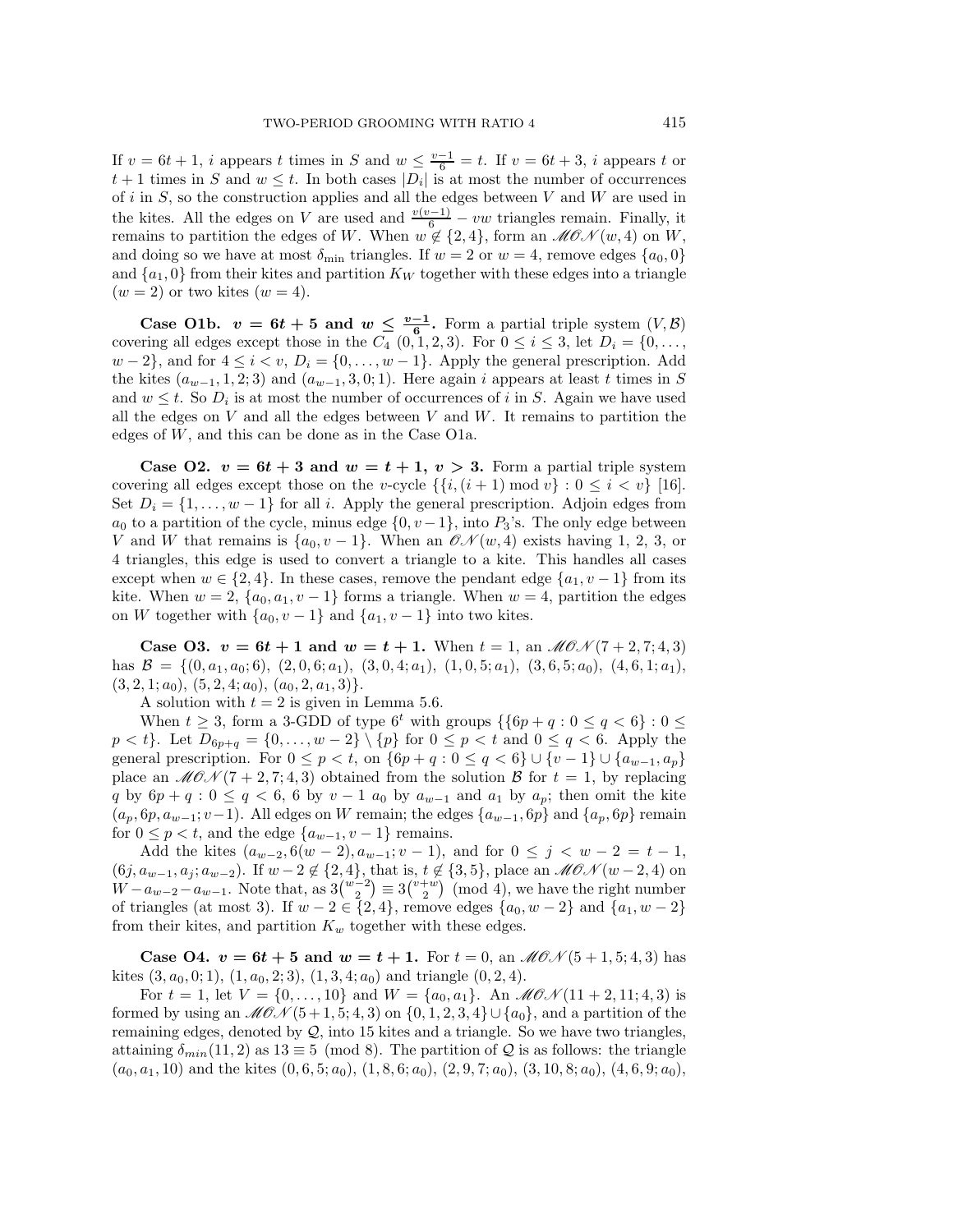If $v = 6t+1$, $i$ appears $t$ times in $S$ and $w \leq \frac{v-1}{6} = t$. If $v = 6t+3$, $i$ appears $t$ or $t+1$ times in $S$ and $w \leq t$. In both cases $|D_i|$ is at most the number of occurrences of $i$ in $S$, so the construction applies and all the edges between $V$ and $W$ are used in the kites. All the edges on $V$ are used and $\frac{v(v-1)}{6} - vw$ triangles remain. Finally, it remains to partition the edges of $W$. When $w \notin \{2, 4\}$, form an $\mathscr{MON}(w, 4)$ on $W$, and doing so we have at most $\delta_{\min}$ triangles. If $w = 2$ or $w = 4$, remove edges $\{a_0, 0\}$ and $\{a_1, 0\}$ from their kites and partition $K_W$ together with these edges into a triangle ($w = 2$) or two kites ($w = 4$).

**Case O1b. $v = 6t + 5$ and $w \leq \frac{v-1}{6}$.** Form a partial triple system $(V, \mathcal{B})$ covering all edges except those in the $C_4$ $(0, 1, 2, 3)$. For $0 \leq i \leq 3$, let $D_i = \{0, \ldots, w-2\}$, and for $4 \leq i < v$, $D_i = \{0, \ldots, w-1\}$. Apply the general prescription. Add the kites $(a_{w-1}, 1, 2; 3)$ and $(a_{w-1}, 3, 0; 1)$. Here again $i$ appears at least $t$ times in $S$ and $w \leq t$. So $D_i$ is at most the number of occurrences of $i$ in $S$. Again we have used all the edges on $V$ and all the edges between $V$ and $W$. It remains to partition the edges of $W$, and this can be done as in the Case O1a.

**Case O2. $v = 6t + 3$ and $w = t + 1$, $v > 3$.** Form a partial triple system covering all edges except those on the $v$-cycle $\{\{i, (i+1) \bmod v\} : 0 \leq i < v\}$ [16]. Set $D_i = \{1, \ldots, w-1\}$ for all $i$. Apply the general prescription. Adjoin edges from $a_0$ to a partition of the cycle, minus edge $\{0, v-1\}$, into $P_3$'s. The only edge between $V$ and $W$ that remains is $\{a_0, v-1\}$. When an $\mathscr{ON}(w, 4)$ exists having 1, 2, 3, or 4 triangles, this edge is used to convert a triangle to a kite. This handles all cases except when $w \in \{2, 4\}$. In these cases, remove the pendant edge $\{a_1, v-1\}$ from its kite. When $w = 2$, $\{a_0, a_1, v-1\}$ forms a triangle. When $w = 4$, partition the edges on $W$ together with $\{a_0, v-1\}$ and $\{a_1, v-1\}$ into two kites.

**Case O3. $v = 6t + 1$ and $w = t + 1$.** When $t = 1$, an $\mathscr{MON}(7+2, 7; 4, 3)$ has $\mathcal{B} = \{(0, a_1, a_0; 6),\ (2, 0, 6; a_1),\ (3, 0, 4; a_1),\ (1, 0, 5; a_1),\ (3, 6, 5; a_0),\ (4, 6, 1; a_1),\ (3, 2, 1; a_0),\ (5, 2, 4; a_0),\ (a_0, 2, a_1, 3)\}$.

A solution with $t = 2$ is given in Lemma 5.6.

When $t \geq 3$, form a 3-GDD of type $6^t$ with groups $\{\{6p + q : 0 \leq q < 6\} : 0 \leq p < t\}$. Let $D_{6p+q} = \{0, \ldots, w-2\} \setminus \{p\}$ for $0 \leq p < t$ and $0 \leq q < 6$. Apply the general prescription. For $0 \leq p < t$, on $\{6p + q : 0 \leq q < 6\} \cup \{v-1\} \cup \{a_{w-1}, a_p\}$ place an $\mathscr{MON}(7+2, 7; 4, 3)$ obtained from the solution $\mathcal{B}$ for $t = 1$, by replacing $q$ by $6p + q : 0 \leq q < 6$, 6 by $v - 1$ $a_0$ by $a_{w-1}$ and $a_1$ by $a_p$; then omit the kite $(a_p, 6p, a_{w-1}; v-1)$. All edges on $W$ remain; the edges $\{a_{w-1}, 6p\}$ and $\{a_p, 6p\}$ remain for $0 \leq p < t$, and the edge $\{a_{w-1}, v-1\}$ remains.

Add the kites $(a_{w-2}, 6(w-2), a_{w-1}; v-1)$, and for $0 \leq j < w-2 = t-1$, $(6j, a_{w-1}, a_j; a_{w-2})$. If $w - 2 \notin \{2, 4\}$, that is, $t \notin \{3, 5\}$, place an $\mathscr{MON}(w-2, 4)$ on $W - a_{w-2} - a_{w-1}$. Note that, as $3\binom{w-2}{2} \equiv 3\binom{v+w}{2} \pmod 4$, we have the right number of triangles (at most 3). If $w - 2 \in \{2, 4\}$, remove edges $\{a_0, w-2\}$ and $\{a_1, w-2\}$ from their kites, and partition $K_w$ together with these edges.

**Case O4. $v = 6t + 5$ and $w = t + 1$.** For $t = 0$, an $\mathscr{MON}(5+1, 5; 4, 3)$ has kites $(3, a_0, 0; 1)$, $(1, a_0, 2; 3)$, $(1, 3, 4; a_0)$ and triangle $(0, 2, 4)$.

For $t = 1$, let $V = \{0, \ldots, 10\}$ and $W = \{a_0, a_1\}$. An $\mathscr{MON}(11+2, 11; 4, 3)$ is formed by using an $\mathscr{MON}(5+1, 5; 4, 3)$ on $\{0, 1, 2, 3, 4\} \cup \{a_0\}$, and a partition of the remaining edges, denoted by $\mathcal{Q}$, into 15 kites and a triangle. So we have two triangles, attaining $\delta_{min}(11, 2)$ as $13 \equiv 5 \pmod 8$. The partition of $\mathcal{Q}$ is as follows: the triangle $(a_0, a_1, 10)$ and the kites $(0, 6, 5; a_0)$, $(1, 8, 6; a_0)$, $(2, 9, 7; a_0)$, $(3, 10, 8; a_0)$, $(4, 6, 9; a_0)$,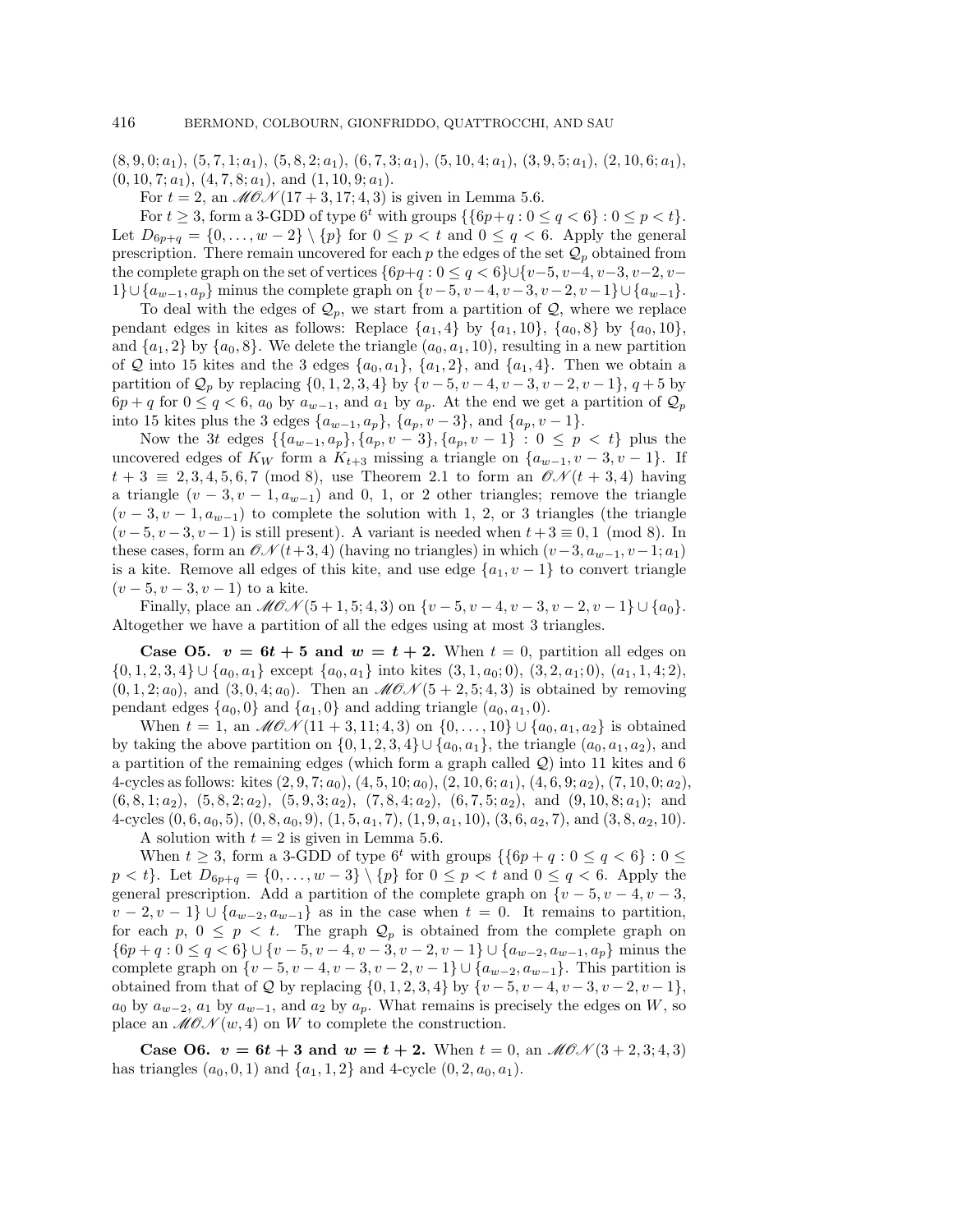$(8, 9, 0; a_1)$, $(5, 7, 1; a_1)$, $(5, 8, 2; a_1)$, $(6, 7, 3; a_1)$, $(5, 10, 4; a_1)$, $(3, 9, 5; a_1)$, $(2, 10, 6; a_1)$, $(0, 10, 7; a_1)$, $(4, 7, 8; a_1)$, and $(1, 10, 9; a_1)$.

For $t = 2$, an $\mathscr{MON}(17 + 3, 17; 4, 3)$ is given in Lemma 5.6.

For $t \geq 3$, form a 3-GDD of type $6^t$ with groups $\{\{6p+q : 0 \leq q < 6\} : 0 \leq p < t\}$. Let $D_{6p+q} = \{0, \dots, w-2\} \setminus \{p\}$ for $0 \leq p < t$ and $0 \leq q < 6$. Apply the general prescription. There remain uncovered for each $p$ the edges of the set $\mathcal{Q}_p$ obtained from the complete graph on the set of vertices $\{6p+q : 0 \leq q < 6\} \cup \{v-5, v-4, v-3, v-2, v-1\} \cup \{a_{w-1}, a_p\}$ minus the complete graph on $\{v-5, v-4, v-3, v-2, v-1\} \cup \{a_{w-1}\}$.

To deal with the edges of $\mathcal{Q}_p$, we start from a partition of $\mathcal{Q}$, where we replace pendant edges in kites as follows: Replace $\{a_1, 4\}$ by $\{a_1, 10\}$, $\{a_0, 8\}$ by $\{a_0, 10\}$, and $\{a_1, 2\}$ by $\{a_0, 8\}$. We delete the triangle $(a_0, a_1, 10)$, resulting in a new partition of $\mathcal{Q}$ into 15 kites and the 3 edges $\{a_0, a_1\}$, $\{a_1, 2\}$, and $\{a_1, 4\}$. Then we obtain a partition of $\mathcal{Q}_p$ by replacing $\{0, 1, 2, 3, 4\}$ by $\{v-5, v-4, v-3, v-2, v-1\}$, $q+5$ by $6p+q$ for $0 \leq q < 6$, $a_0$ by $a_{w-1}$, and $a_1$ by $a_p$. At the end we get a partition of $\mathcal{Q}_p$ into 15 kites plus the 3 edges $\{a_{w-1}, a_p\}$, $\{a_p, v-3\}$, and $\{a_p, v-1\}$.

Now the $3t$ edges $\{\{a_{w-1}, a_p\}, \{a_p, v-3\}, \{a_p, v-1\} : 0 \leq p < t\}$ plus the uncovered edges of $K_W$ form a $K_{t+3}$ missing a triangle on $\{a_{w-1}, v-3, v-1\}$. If $t + 3 \equiv 2, 3, 4, 5, 6, 7 \pmod 8$, use Theorem 2.1 to form an $\mathscr{ON}(t+3, 4)$ having a triangle $(v-3, v-1, a_{w-1})$ and 0, 1, or 2 other triangles; remove the triangle $(v-3, v-1, a_{w-1})$ to complete the solution with 1, 2, or 3 triangles (the triangle $(v-5, v-3, v-1)$ is still present). A variant is needed when $t+3 \equiv 0, 1 \pmod 8$. In these cases, form an $\mathscr{ON}(t+3, 4)$ (having no triangles) in which $(v-3, a_{w-1}, v-1; a_1)$ is a kite. Remove all edges of this kite, and use edge $\{a_1, v-1\}$ to convert triangle $(v-5, v-3, v-1)$ to a kite.

Finally, place an $\mathscr{MON}(5+1, 5; 4, 3)$ on $\{v-5, v-4, v-3, v-2, v-1\} \cup \{a_0\}$. Altogether we have a partition of all the edges using at most 3 triangles.

**Case O5. $v = 6t + 5$ and $w = t + 2$.** When $t = 0$, partition all edges on $\{0, 1, 2, 3, 4\} \cup \{a_0, a_1\}$ except $\{a_0, a_1\}$ into kites $(3, 1, a_0; 0)$, $(3, 2, a_1; 0)$, $(a_1, 1, 4; 2)$, $(0, 1, 2; a_0)$, and $(3, 0, 4; a_0)$. Then an $\mathscr{MON}(5+2, 5; 4, 3)$ is obtained by removing pendant edges $\{a_0, 0\}$ and $\{a_1, 0\}$ and adding triangle $(a_0, a_1, 0)$.

When $t = 1$, an $\mathscr{MON}(11 + 3, 11; 4, 3)$ on $\{0, \dots, 10\} \cup \{a_0, a_1, a_2\}$ is obtained by taking the above partition on $\{0, 1, 2, 3, 4\} \cup \{a_0, a_1\}$, the triangle $(a_0, a_1, a_2)$, and a partition of the remaining edges (which form a graph called $\mathcal{Q}$) into 11 kites and 6 4-cycles as follows: kites $(2, 9, 7; a_0)$, $(4, 5, 10; a_0)$, $(2, 10, 6; a_1)$, $(4, 6, 9; a_2)$, $(7, 10, 0; a_2)$, $(6, 8, 1; a_2)$, $(5, 8, 2; a_2)$, $(5, 9, 3; a_2)$, $(7, 8, 4; a_2)$, $(6, 7, 5; a_2)$, and $(9, 10, 8; a_1)$; and 4-cycles $(0, 6, a_0, 5)$, $(0, 8, a_0, 9)$, $(1, 5, a_1, 7)$, $(1, 9, a_1, 10)$, $(3, 6, a_2, 7)$, and $(3, 8, a_2, 10)$.

A solution with $t = 2$ is given in Lemma 5.6.

When $t \geq 3$, form a 3-GDD of type $6^t$ with groups $\{\{6p+q : 0 \leq q < 6\} : 0 \leq p < t\}$. Let $D_{6p+q} = \{0, \dots, w-3\} \setminus \{p\}$ for $0 \leq p < t$ and $0 \leq q < 6$. Apply the general prescription. Add a partition of the complete graph on $\{v-5, v-4, v-3, v-2, v-1\} \cup \{a_{w-2}, a_{w-1}\}$ as in the case when $t = 0$. It remains to partition, for each $p$, $0 \leq p < t$. The graph $\mathcal{Q}_p$ is obtained from the complete graph on $\{6p+q : 0 \leq q < 6\} \cup \{v-5, v-4, v-3, v-2, v-1\} \cup \{a_{w-2}, a_{w-1}, a_p\}$ minus the complete graph on $\{v-5, v-4, v-3, v-2, v-1\} \cup \{a_{w-2}, a_{w-1}\}$. This partition is obtained from that of $\mathcal{Q}$ by replacing $\{0, 1, 2, 3, 4\}$ by $\{v-5, v-4, v-3, v-2, v-1\}$, $a_0$ by $a_{w-2}$, $a_1$ by $a_{w-1}$, and $a_2$ by $a_p$. What remains is precisely the edges on $W$, so place an $\mathscr{MON}(w, 4)$ on $W$ to complete the construction.

**Case O6. $v = 6t + 3$ and $w = t + 2$.** When $t = 0$, an $\mathscr{MON}(3+2, 3; 4, 3)$ has triangles $(a_0, 0, 1)$ and $\{a_1, 1, 2\}$ and 4-cycle $(0, 2, a_0, a_1)$.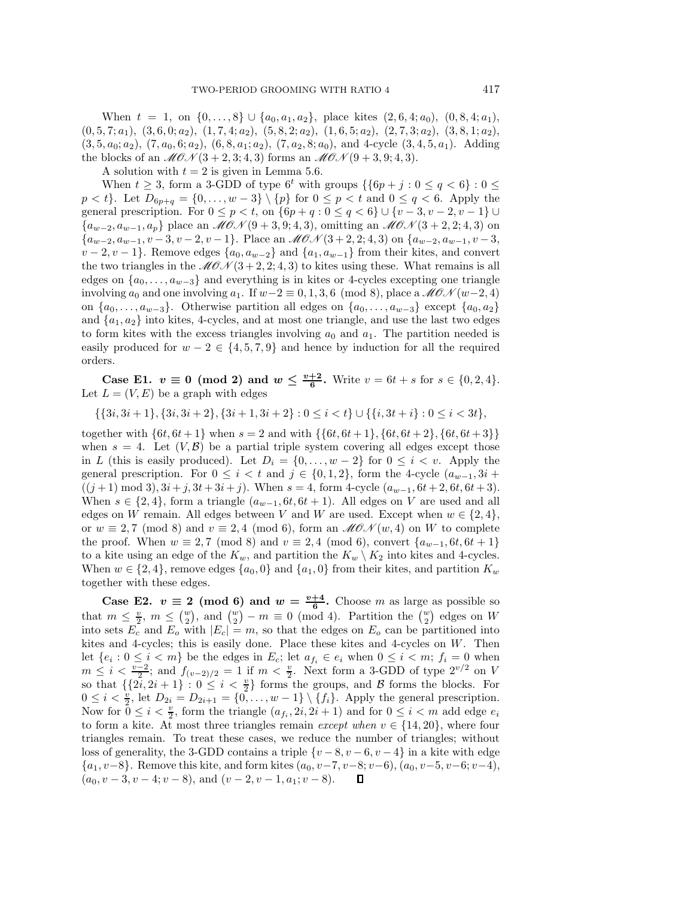When $t = 1$, on $\{0, \ldots, 8\} \cup \{a_0, a_1, a_2\}$, place kites $(2, 6, 4; a_0)$, $(0, 8, 4; a_1)$, $(0, 5, 7; a_1)$, $(3, 6, 0; a_2)$, $(1, 7, 4; a_2)$, $(5, 8, 2; a_2)$, $(1, 6, 5; a_2)$, $(2, 7, 3; a_2)$, $(3, 8, 1; a_2)$, $(3, 5, a_0; a_2)$, $(7, a_0, 6; a_2)$, $(6, 8, a_1; a_2)$, $(7, a_2, 8; a_0)$, and 4-cycle $(3, 4, 5, a_1)$. Adding the blocks of an $\mathscr{MON}(3 + 2, 3; 4, 3)$ forms an $\mathscr{MON}(9 + 3, 9; 4, 3)$.

A solution with $t = 2$ is given in Lemma 5.6.

When $t \geq 3$, form a 3-GDD of type $6^t$ with groups $\{\{6p + j : 0 \leq q < 6\} : 0 \leq p < t\}$. Let $D_{6p+q} = \{0, \ldots, w - 3\} \setminus \{p\}$ for $0 \leq p < t$ and $0 \leq q < 6$. Apply the general prescription. For $0 \leq p < t$, on $\{6p + q : 0 \leq q < 6\} \cup \{v - 3, v - 2, v - 1\} \cup \{a_{w-2}, a_{w-1}, a_p\}$ place an $\mathscr{MON}(9 + 3, 9; 4, 3)$, omitting an $\mathscr{MON}(3 + 2, 2; 4, 3)$ on $\{a_{w-2}, a_{w-1}, v - 3, v - 2, v - 1\}$. Place an $\mathscr{MON}(3 + 2, 2; 4, 3)$ on $\{a_{w-2}, a_{w-1}, v - 3, v - 2, v - 1\}$. Remove edges $\{a_0, a_{w-2}\}$ and $\{a_1, a_{w-1}\}$ from their kites, and convert the two triangles in the $\mathscr{MON}(3 + 2, 2; 4, 3)$ to kites using these. What remains is all edges on $\{a_0, \ldots, a_{w-3}\}$ and everything is in kites or 4-cycles excepting one triangle involving $a_0$ and one involving $a_1$. If $w - 2 \equiv 0, 1, 3, 6 \pmod 8$, place a $\mathscr{MON}(w - 2, 4)$ on $\{a_0, \ldots, a_{w-3}\}$. Otherwise partition all edges on $\{a_0, \ldots, a_{w-3}\}$ except $\{a_0, a_2\}$ and $\{a_1, a_2\}$ into kites, 4-cycles, and at most one triangle, and use the last two edges to form kites with the excess triangles involving $a_0$ and $a_1$. The partition needed is easily produced for $w - 2 \in \{4, 5, 7, 9\}$ and hence by induction for all the required orders.

**Case E1. $v \equiv 0 \pmod 2$ and $w \leq \frac{v+2}{6}$.** Write $v = 6t + s$ for $s \in \{0, 2, 4\}$. Let $L = (V, E)$ be a graph with edges

$$\{\{3i, 3i + 1\}, \{3i, 3i + 2\}, \{3i + 1, 3i + 2\} : 0 \leq i < t\} \cup \{\{i, 3t + i\} : 0 \leq i < 3t\},$$

together with $\{6t, 6t + 1\}$ when $s = 2$ and with $\{\{6t, 6t + 1\}, \{6t, 6t + 2\}, \{6t, 6t + 3\}\}$ when $s = 4$. Let $(V, \mathcal{B})$ be a partial triple system covering all edges except those in $L$ (this is easily produced). Let $D_i = \{0, \ldots, w - 2\}$ for $0 \leq i < v$. Apply the general prescription. For $0 \leq i < t$ and $j \in \{0, 1, 2\}$, form the 4-cycle $(a_{w-1}, 3i + ((j + 1) \bmod 3), 3i + j, 3t + 3i + j)$. When $s = 4$, form 4-cycle $(a_{w-1}, 6t + 2, 6t, 6t + 3)$. When $s \in \{2, 4\}$, form a triangle $(a_{w-1}, 6t, 6t + 1)$. All edges on $V$ are used and all edges on $W$ remain. All edges between $V$ and $W$ are used. Except when $w \in \{2, 4\}$, or $w \equiv 2, 7 \pmod 8$ and $v \equiv 2, 4 \pmod 6$, form an $\mathscr{MON}(w, 4)$ on $W$ to complete the proof. When $w \equiv 2, 7 \pmod 8$ and $v \equiv 2, 4 \pmod 6$, convert $\{a_{w-1}, 6t, 6t + 1\}$ to a kite using an edge of the $K_w$, and partition the $K_w \setminus K_2$ into kites and 4-cycles. When $w \in \{2, 4\}$, remove edges $\{a_0, 0\}$ and $\{a_1, 0\}$ from their kites, and partition $K_w$ together with these edges.

**Case E2. $v \equiv 2 \pmod 6$ and $w = \frac{v+4}{6}$.** Choose $m$ as large as possible so that $m \leq \frac{v}{2}$, $m \leq \binom{w}{2}$, and $\binom{w}{2} - m \equiv 0 \pmod 4$. Partition the $\binom{w}{2}$ edges on $W$ into sets $E_c$ and $E_o$ with $|E_c| = m$, so that the edges on $E_o$ can be partitioned into kites and 4-cycles; this is easily done. Place these kites and 4-cycles on $W$. Then let $\{e_i : 0 \leq i < m\}$ be the edges in $E_c$; let $a_{f_i} \in e_i$ when $0 \leq i < m$; $f_i = 0$ when $m \leq i < \frac{v-2}{2}$; and $f_{(v-2)/2} = 1$ if $m < \frac{v}{2}$. Next form a 3-GDD of type $2^{v/2}$ on $V$ so that $\{\{2i, 2i + 1\} : 0 \leq i < \frac{v}{2}\}$ forms the groups, and $\mathcal{B}$ forms the blocks. For $0 \leq i < \frac{v}{2}$, let $D_{2i} = D_{2i+1} = \{0, \ldots, w - 1\} \setminus \{f_i\}$. Apply the general prescription. Now for $0 \leq i < \frac{v}{2}$, form the triangle $(a_{f_i}, 2i, 2i + 1)$ and for $0 \leq i < m$ add edge $e_i$ to form a kite. At most three triangles remain *except when* $v \in \{14, 20\}$, where four triangles remain. To treat these cases, we reduce the number of triangles; without loss of generality, the 3-GDD contains a triple $\{v - 8, v - 6, v - 4\}$ in a kite with edge $\{a_1, v - 8\}$. Remove this kite, and form kites $(a_0, v - 7, v - 8; v - 6)$, $(a_0, v - 5, v - 6; v - 4)$, $(a_0, v - 3, v - 4; v - 8)$, and $(v - 2, v - 1, a_1; v - 8)$. $\square$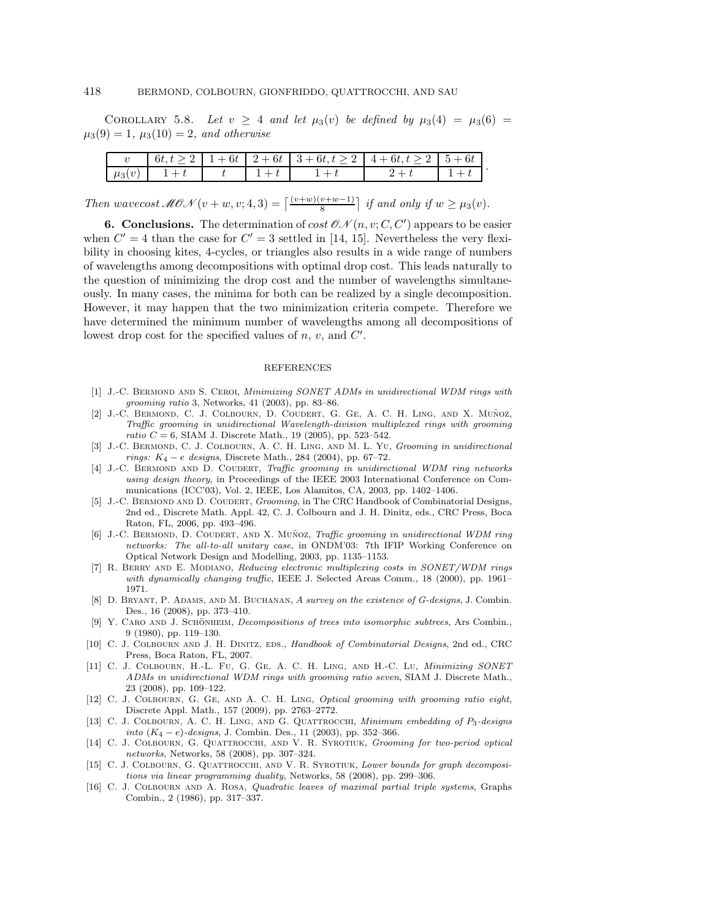COROLLARY 5.8. *Let $v \geq 4$ and let $\mu_3(v)$ be defined by $\mu_3(4) = \mu_3(6) = \mu_3(9) = 1$, $\mu_3(10) = 2$, and otherwise*

| $v$ | $6t, t \geq 2$ | $1 + 6t$ | $2 + 6t$ | $3 + 6t, t \geq 2$ | $4 + 6t, t \geq 2$ | $5 + 6t$ |
|---|---|---|---|---|---|---|
| $\mu_3(v)$ | $1 + t$ | $t$ | $1 + t$ | $1 + t$ | $2 + t$ | $1 + t$ |

*Then wavecost* $\mathscr{MON}(v + w, v; 4, 3) = \left\lceil \frac{(v+w)(v+w-1)}{8} \right\rceil$ *if and only if* $w \geq \mu_3(v)$.

**6. Conclusions.** The determination of *cost* $\mathscr{ON}(n, v; C, C')$ appears to be easier when $C' = 4$ than the case for $C' = 3$ settled in [14, 15]. Nevertheless the very flexibility in choosing kites, 4-cycles, or triangles also results in a wide range of numbers of wavelengths among decompositions with optimal drop cost. This leads naturally to the question of minimizing the drop cost and the number of wavelengths simultaneously. In many cases, the minima for both can be realized by a single decomposition. However, it may happen that the two minimization criteria compete. Therefore we have determined the minimum number of wavelengths among all decompositions of lowest drop cost for the specified values of $n$, $v$, and $C'$.

## REFERENCES

[1] J.-C. Bermond and S. Ceroi, *Minimizing SONET ADMs in unidirectional WDM rings with grooming ratio* 3, Networks, 41 (2003), pp. 83–86.

[2] J.-C. Bermond, C. J. Colbourn, D. Coudert, G. Ge, A. C. H. Ling, and X. Muñoz, *Traffic grooming in unidirectional Wavelength-division multiplexed rings with grooming ratio $C = 6$*, SIAM J. Discrete Math., 19 (2005), pp. 523–542.

[3] J.-C. Bermond, C. J. Colbourn, A. C. H. Ling, and M. L. Yu, *Grooming in unidirectional rings: $K_4 - e$ designs*, Discrete Math., 284 (2004), pp. 67–72.

[4] J.-C. Bermond and D. Coudert, *Traffic grooming in unidirectional WDM ring networks using design theory*, in Proceedings of the IEEE 2003 International Conference on Communications (ICC'03), Vol. 2, IEEE, Los Alamitos, CA, 2003, pp. 1402–1406.

[5] J.-C. Bermond and D. Coudert, *Grooming*, in The CRC Handbook of Combinatorial Designs, 2nd ed., Discrete Math. Appl. 42, C. J. Colbourn and J. H. Dinitz, eds., CRC Press, Boca Raton, FL, 2006, pp. 493–496.

[6] J.-C. Bermond, D. Coudert, and X. Muñoz, *Traffic grooming in unidirectional WDM ring networks: The all-to-all unitary case*, in ONDM'03: 7th IFIP Working Conference on Optical Network Design and Modelling, 2003, pp. 1135–1153.

[7] R. Berry and E. Modiano, *Reducing electronic multiplexing costs in SONET/WDM rings with dynamically changing traffic*, IEEE J. Selected Areas Comm., 18 (2000), pp. 1961–1971.

[8] D. Bryant, P. Adams, and M. Buchanan, *A survey on the existence of G-designs*, J. Combin. Des., 16 (2008), pp. 373–410.

[9] Y. Caro and J. Schönheim, *Decompositions of trees into isomorphic subtrees*, Ars Combin., 9 (1980), pp. 119–130.

[10] C. J. Colbourn and J. H. Dinitz, eds., *Handbook of Combinatorial Designs*, 2nd ed., CRC Press, Boca Raton, FL, 2007.

[11] C. J. Colbourn, H.-L. Fu, G. Ge, A. C. H. Ling, and H.-C. Lu, *Minimizing SONET ADMs in unidirectional WDM rings with grooming ratio seven*, SIAM J. Discrete Math., 23 (2008), pp. 109–122.

[12] C. J. Colbourn, G. Ge, and A. C. H. Ling, *Optical grooming with grooming ratio eight*, Discrete Appl. Math., 157 (2009), pp. 2763–2772.

[13] C. J. Colbourn, A. C. H. Ling, and G. Quattrocchi, *Minimum embedding of $P_3$-designs into $(K_4 - e)$-designs*, J. Combin. Des., 11 (2003), pp. 352–366.

[14] C. J. Colbourn, G. Quattrocchi, and V. R. Syrotiuk, *Grooming for two-period optical networks*, Networks, 58 (2008), pp. 307–324.

[15] C. J. Colbourn, G. Quattrocchi, and V. R. Syrotiuk, *Lower bounds for graph decompositions via linear programming duality*, Networks, 58 (2008), pp. 299–306.

[16] C. J. Colbourn and A. Rosa, *Quadratic leaves of maximal partial triple systems*, Graphs Combin., 2 (1986), pp. 317–337.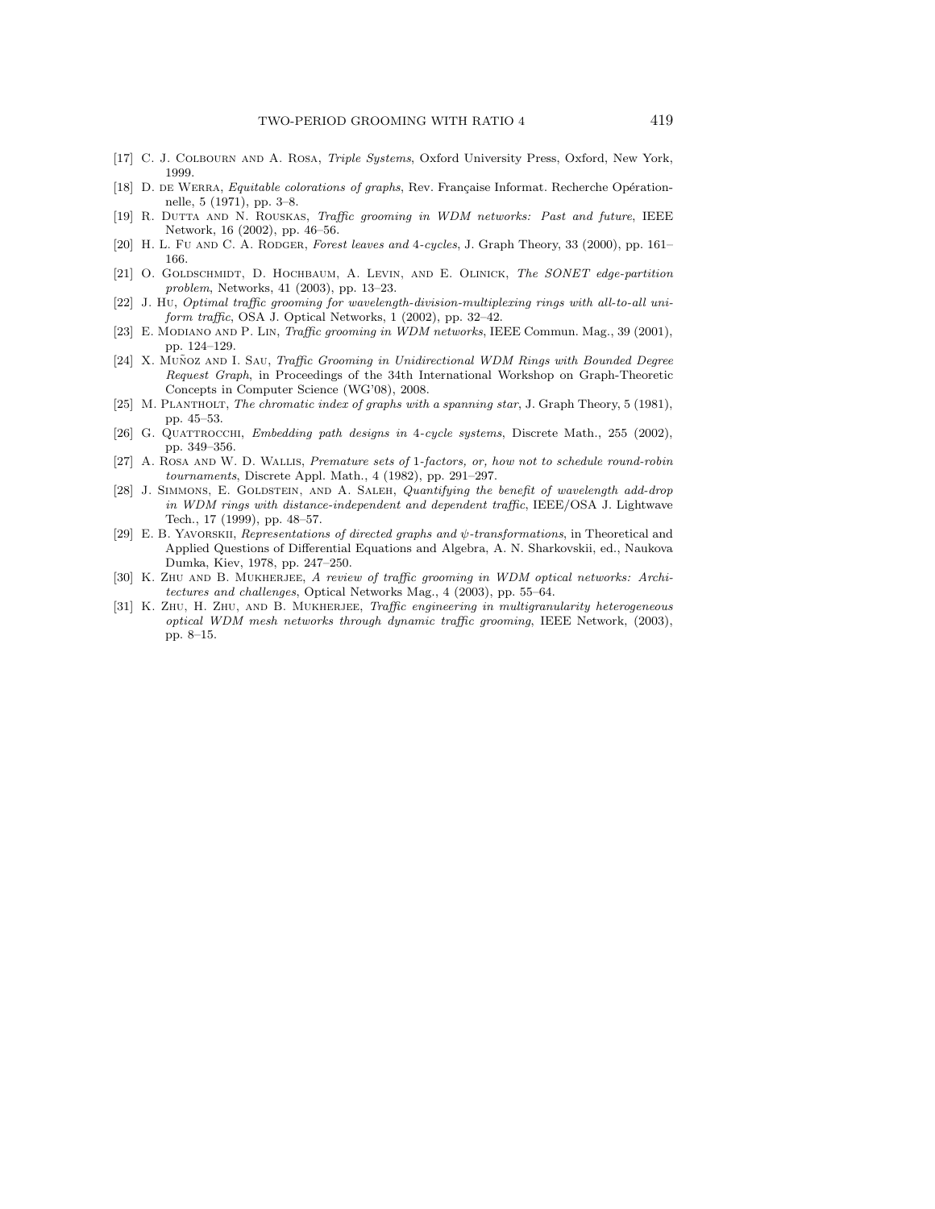[17] C. J. Colbourn and A. Rosa, *Triple Systems*, Oxford University Press, Oxford, New York, 1999.

[18] D. de Werra, *Equitable colorations of graphs*, Rev. Française Informat. Recherche Opérationnelle, 5 (1971), pp. 3–8.

[19] R. Dutta and N. Rouskas, *Traffic grooming in WDM networks: Past and future*, IEEE Network, 16 (2002), pp. 46–56.

[20] H. L. Fu and C. A. Rodger, *Forest leaves and 4-cycles*, J. Graph Theory, 33 (2000), pp. 161–166.

[21] O. Goldschmidt, D. Hochbaum, A. Levin, and E. Olinick, *The SONET edge-partition problem*, Networks, 41 (2003), pp. 13–23.

[22] J. Hu, *Optimal traffic grooming for wavelength-division-multiplexing rings with all-to-all uniform traffic*, OSA J. Optical Networks, 1 (2002), pp. 32–42.

[23] E. Modiano and P. Lin, *Traffic grooming in WDM networks*, IEEE Commun. Mag., 39 (2001), pp. 124–129.

[24] X. Muñoz and I. Sau, *Traffic Grooming in Unidirectional WDM Rings with Bounded Degree Request Graph*, in Proceedings of the 34th International Workshop on Graph-Theoretic Concepts in Computer Science (WG'08), 2008.

[25] M. Plantholt, *The chromatic index of graphs with a spanning star*, J. Graph Theory, 5 (1981), pp. 45–53.

[26] G. Quattrocchi, *Embedding path designs in 4-cycle systems*, Discrete Math., 255 (2002), pp. 349–356.

[27] A. Rosa and W. D. Wallis, *Premature sets of 1-factors, or, how not to schedule round-robin tournaments*, Discrete Appl. Math., 4 (1982), pp. 291–297.

[28] J. Simmons, E. Goldstein, and A. Saleh, *Quantifying the benefit of wavelength add-drop in WDM rings with distance-independent and dependent traffic*, IEEE/OSA J. Lightwave Tech., 17 (1999), pp. 48–57.

[29] E. B. Yavorskii, *Representations of directed graphs and $\psi$-transformations*, in Theoretical and Applied Questions of Differential Equations and Algebra, A. N. Sharkovskii, ed., Naukova Dumka, Kiev, 1978, pp. 247–250.

[30] K. Zhu and B. Mukherjee, *A review of traffic grooming in WDM optical networks: Architectures and challenges*, Optical Networks Mag., 4 (2003), pp. 55–64.

[31] K. Zhu, H. Zhu, and B. Mukherjee, *Traffic engineering in multigranularity heterogeneous optical WDM mesh networks through dynamic traffic grooming*, IEEE Network, (2003), pp. 8–15.